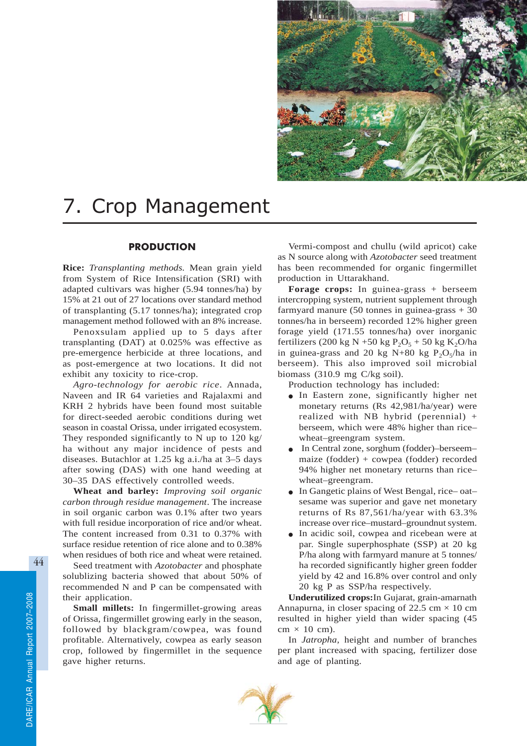# 7. Crop Management

## PRODUCTION

**Rice:** *Transplanting methods.* Mean grain yield from System of Rice Intensification (SRI) with adapted cultivars was higher (5.94 tonnes/ha) by 15% at 21 out of 27 locations over standard method of transplanting (5.17 tonnes/ha); integrated crop management method followed with an 8% increase.

Penoxsulam applied up to 5 days after transplanting (DAT) at 0.025% was effective as pre-emergence herbicide at three locations, and as post-emergence at two locations. It did not exhibit any toxicity to rice-crop.

*Agro-technology for aerobic rice*. Annada, Naveen and IR 64 varieties and Rajalaxmi and KRH 2 hybrids have been found most suitable for direct-seeded aerobic conditions during wet season in coastal Orissa, under irrigated ecosystem. They responded significantly to N up to 120 kg/ha without any major incidence of pests and diseases. Butachlor at 1.25 kg a.i./ha at 3–5 days after sowing (DAS) with one hand weeding at 30–35 DAS effectively controlled weeds.

**Wheat and barley:** *Improving soil organic carbon through residue management*. The increase in soil organic carbon was 0.1% after two years with full residue incorporation of rice and/or wheat. The content increased from 0.31 to 0.37% with surface residue retention of rice alone and to 0.38% when residues of both rice and wheat were retained.

Seed treatment with *Azotobacter* and phosphate solublizing bacteria showed that about 50% of recommended N and P can be compensated with their application.

**Small millets:** In fingermillet-growing areas of Orissa, fingermillet growing early in the season, followed by blackgram/cowpea, was found profitable. Alternatively, cowpea as early season crop, followed by fingermillet in the sequence gave higher returns.

Vermi-compost and chullu (wild apricot) cake as N source along with *Azotobacter* seed treatment has been recommended for organic fingermillet production in Uttarakhand.

**Forage crops:** In guinea-grass + berseem intercropping system, nutrient supplement through farmyard manure (50 tonnes in guinea-grass + 30 tonnes/ha in berseem) recorded 12% higher green forage yield (171.55 tonnes/ha) over inorganic fertilizers (200 kg N +50 kg $P_2O_5$ + 50 kg $K_2O$/ha in guinea-grass and 20 kg N+80 kg $P_2O_5$/ha in berseem). This also improved soil microbial biomass (310.9 mg C/kg soil).

Production technology has included:

- In Eastern zone, significantly higher net monetary returns (Rs 42,981/ha/year) were realized with NB hybrid (perennial) + berseem, which were 48% higher than rice–wheat–greengram system.
- In Central zone, sorghum (fodder)–berseem–maize (fodder) + cowpea (fodder) recorded 94% higher net monetary returns than rice–wheat–greengram.
- In Gangetic plains of West Bengal, rice– oat–sesame was superior and gave net monetary returns of Rs 87,561/ha/year with 63.3% increase over rice–mustard–groundnut system.
- In acidic soil, cowpea and ricebean were at par. Single superphosphate (SSP) at 20 kg P/ha along with farmyard manure at 5 tonnes/ha recorded significantly higher green fodder yield by 42 and 16.8% over control and only 20 kg P as SSP/ha respectively.

**Underutilized crops:** In Gujarat, grain-amarnath Annapurna, in closer spacing of 22.5 cm × 10 cm resulted in higher yield than wider spacing (45 cm × 10 cm).

In *Jatropha*, height and number of branches per plant increased with spacing, fertilizer dose and age of planting.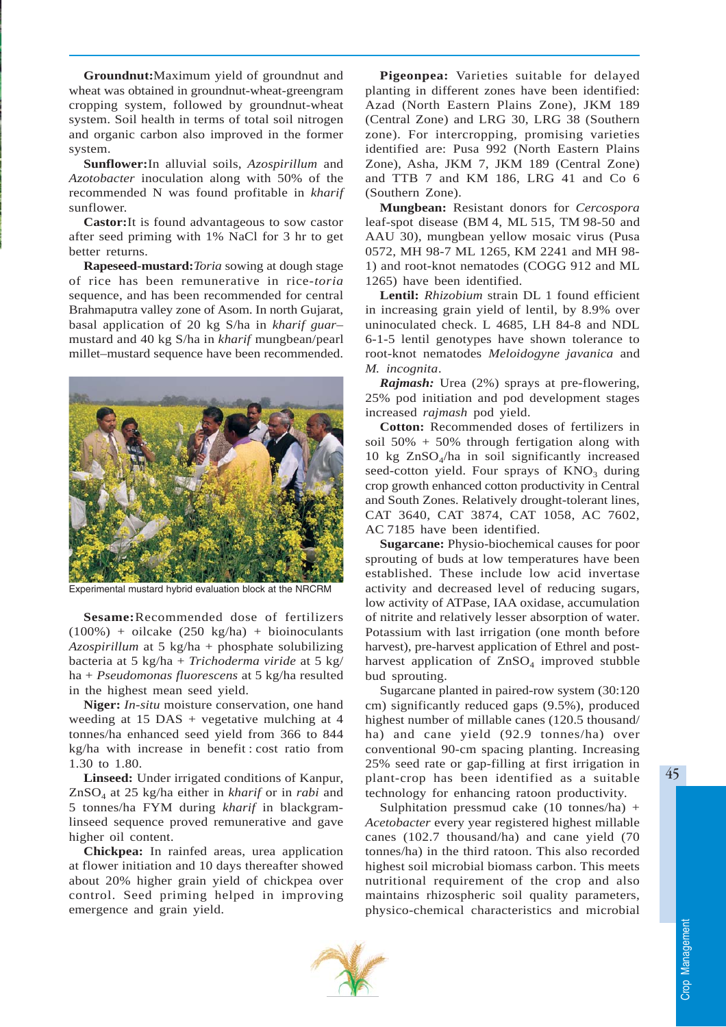**Groundnut:** Maximum yield of groundnut and wheat was obtained in groundnut-wheat-greengram cropping system, followed by groundnut-wheat system. Soil health in terms of total soil nitrogen and organic carbon also improved in the former system.

**Sunflower:** In alluvial soils, *Azospirillum* and *Azotobacter* inoculation along with 50% of the recommended N was found profitable in *kharif* sunflower.

**Castor:** It is found advantageous to sow castor after seed priming with 1% NaCl for 3 hr to get better returns.

**Rapeseed-mustard:** *Toria* sowing at dough stage of rice has been remunerative in rice-*toria* sequence, and has been recommended for central Brahmaputra valley zone of Asom. In north Gujarat, basal application of 20 kg S/ha in *kharif guar*–mustard and 40 kg S/ha in *kharif* mungbean/pearl millet–mustard sequence have been recommended.

Experimental mustard hybrid evaluation block at the NRCRM

**Sesame:** Recommended dose of fertilizers (100%) + oilcake (250 kg/ha) + bioinoculants *Azospirillum* at 5 kg/ha + phosphate solubilizing bacteria at 5 kg/ha + *Trichoderma viride* at 5 kg/ha + *Pseudomonas fluorescens* at 5 kg/ha resulted in the highest mean seed yield.

**Niger:** *In-situ* moisture conservation, one hand weeding at 15 DAS + vegetative mulching at 4 tonnes/ha enhanced seed yield from 366 to 844 kg/ha with increase in benefit : cost ratio from 1.30 to 1.80.

**Linseed:** Under irrigated conditions of Kanpur, $ZnSO_4$ at 25 kg/ha either in *kharif* or in *rabi* and 5 tonnes/ha FYM during *kharif* in blackgram-linseed sequence proved remunerative and gave higher oil content.

**Chickpea:** In rainfed areas, urea application at flower initiation and 10 days thereafter showed about 20% higher grain yield of chickpea over control. Seed priming helped in improving emergence and grain yield.

**Pigeonpea:** Varieties suitable for delayed planting in different zones have been identified: Azad (North Eastern Plains Zone), JKM 189 (Central Zone) and LRG 30, LRG 38 (Southern zone). For intercropping, promising varieties identified are: Pusa 992 (North Eastern Plains Zone), Asha, JKM 7, JKM 189 (Central Zone) and TTB 7 and KM 186, LRG 41 and Co 6 (Southern Zone).

**Mungbean:** Resistant donors for *Cercospora* leaf-spot disease (BM 4, ML 515, TM 98-50 and AAU 30), mungbean yellow mosaic virus (Pusa 0572, MH 98-7 ML 1265, KM 2241 and MH 98-1) and root-knot nematodes (COGG 912 and ML 1265) have been identified.

**Lentil:** *Rhizobium* strain DL 1 found efficient in increasing grain yield of lentil, by 8.9% over uninoculated check. L 4685, LH 84-8 and NDL 6-1-5 lentil genotypes have shown tolerance to root-knot nematodes *Meloidogyne javanica* and *M. incognita*.

***Rajmash:*** Urea (2%) sprays at pre-flowering, 25% pod initiation and pod development stages increased *rajmash* pod yield.

**Cotton:** Recommended doses of fertilizers in soil 50% + 50% through fertigation along with 10 kg $ZnSO_4$/ha in soil significantly increased seed-cotton yield. Four sprays of $KNO_3$ during crop growth enhanced cotton productivity in Central and South Zones. Relatively drought-tolerant lines, CAT 3640, CAT 3874, CAT 1058, AC 7602, AC 7185 have been identified.

**Sugarcane:** Physio-biochemical causes for poor sprouting of buds at low temperatures have been established. These include low acid invertase activity and decreased level of reducing sugars, low activity of ATPase, IAA oxidase, accumulation of nitrite and relatively lesser absorption of water. Potassium with last irrigation (one month before harvest), pre-harvest application of Ethrel and post-harvest application of $ZnSO_4$ improved stubble bud sprouting.

Sugarcane planted in paired-row system (30:120 cm) significantly reduced gaps (9.5%), produced highest number of millable canes (120.5 thousand/ha) and cane yield (92.9 tonnes/ha) over conventional 90-cm spacing planting. Increasing 25% seed rate or gap-filling at first irrigation in plant-crop has been identified as a suitable technology for enhancing ratoon productivity.

Sulphitation pressmud cake (10 tonnes/ha) + *Acetobacter* every year registered highest millable canes (102.7 thousand/ha) and cane yield (70 tonnes/ha) in the third ratoon. This also recorded highest soil microbial biomass carbon. This meets nutritional requirement of the crop and also maintains rhizospheric soil quality parameters, physico-chemical characteristics and microbial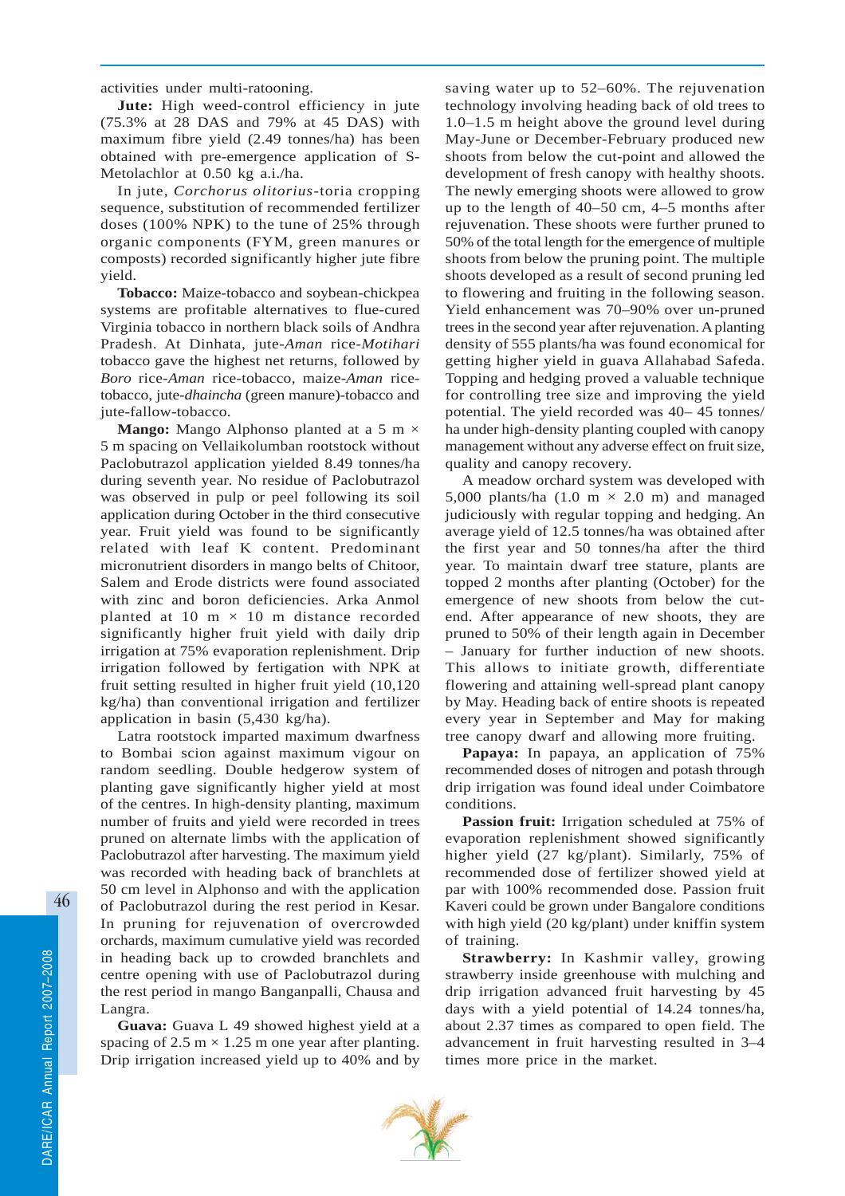activities under multi-ratooning.

**Jute:** High weed-control efficiency in jute (75.3% at 28 DAS and 79% at 45 DAS) with maximum fibre yield (2.49 tonnes/ha) has been obtained with pre-emergence application of S-Metolachlor at 0.50 kg a.i./ha.

In jute, *Corchorus olitorius*-toria cropping sequence, substitution of recommended fertilizer doses (100% NPK) to the tune of 25% through organic components (FYM, green manures or composts) recorded significantly higher jute fibre yield.

**Tobacco:** Maize-tobacco and soybean-chickpea systems are profitable alternatives to flue-cured Virginia tobacco in northern black soils of Andhra Pradesh. At Dinhata, jute-*Aman* rice-*Motihari* tobacco gave the highest net returns, followed by *Boro* rice-*Aman* rice-tobacco, maize-*Aman* rice-tobacco, jute-*dhaincha* (green manure)-tobacco and jute-fallow-tobacco.

**Mango:** Mango Alphonso planted at a 5 m × 5 m spacing on Vellaikolumban rootstock without Paclobutrazol application yielded 8.49 tonnes/ha during seventh year. No residue of Paclobutrazol was observed in pulp or peel following its soil application during October in the third consecutive year. Fruit yield was found to be significantly related with leaf K content. Predominant micronutrient disorders in mango belts of Chitoor, Salem and Erode districts were found associated with zinc and boron deficiencies. Arka Anmol planted at 10 m × 10 m distance recorded significantly higher fruit yield with daily drip irrigation at 75% evaporation replenishment. Drip irrigation followed by fertigation with NPK at fruit setting resulted in higher fruit yield (10,120 kg/ha) than conventional irrigation and fertilizer application in basin (5,430 kg/ha).

Latra rootstock imparted maximum dwarfness to Bombai scion against maximum vigour on random seedling. Double hedgerow system of planting gave significantly higher yield at most of the centres. In high-density planting, maximum number of fruits and yield were recorded in trees pruned on alternate limbs with the application of Paclobutrazol after harvesting. The maximum yield was recorded with heading back of branchlets at 50 cm level in Alphonso and with the application of Paclobutrazol during the rest period in Kesar. In pruning for rejuvenation of overcrowded orchards, maximum cumulative yield was recorded in heading back up to crowded branchlets and centre opening with use of Paclobutrazol during the rest period in mango Banganpalli, Chausa and Langra.

**Guava:** Guava L 49 showed highest yield at a spacing of 2.5 m × 1.25 m one year after planting. Drip irrigation increased yield up to 40% and by saving water up to 52–60%. The rejuvenation technology involving heading back of old trees to 1.0–1.5 m height above the ground level during May-June or December-February produced new shoots from below the cut-point and allowed the development of fresh canopy with healthy shoots. The newly emerging shoots were allowed to grow up to the length of 40–50 cm, 4–5 months after rejuvenation. These shoots were further pruned to 50% of the total length for the emergence of multiple shoots from below the pruning point. The multiple shoots developed as a result of second pruning led to flowering and fruiting in the following season. Yield enhancement was 70–90% over un-pruned trees in the second year after rejuvenation. A planting density of 555 plants/ha was found economical for getting higher yield in guava Allahabad Safeda. Topping and hedging proved a valuable technique for controlling tree size and improving the yield potential. The yield recorded was 40– 45 tonnes/ha under high-density planting coupled with canopy management without any adverse effect on fruit size, quality and canopy recovery.

A meadow orchard system was developed with 5,000 plants/ha (1.0 m × 2.0 m) and managed judiciously with regular topping and hedging. An average yield of 12.5 tonnes/ha was obtained after the first year and 50 tonnes/ha after the third year. To maintain dwarf tree stature, plants are topped 2 months after planting (October) for the emergence of new shoots from below the cut-end. After appearance of new shoots, they are pruned to 50% of their length again in December – January for further induction of new shoots. This allows to initiate growth, differentiate flowering and attaining well-spread plant canopy by May. Heading back of entire shoots is repeated every year in September and May for making tree canopy dwarf and allowing more fruiting.

**Papaya:** In papaya, an application of 75% recommended doses of nitrogen and potash through drip irrigation was found ideal under Coimbatore conditions.

**Passion fruit:** Irrigation scheduled at 75% of evaporation replenishment showed significantly higher yield (27 kg/plant). Similarly, 75% of recommended dose of fertilizer showed yield at par with 100% recommended dose. Passion fruit Kaveri could be grown under Bangalore conditions with high yield (20 kg/plant) under kniffin system of training.

**Strawberry:** In Kashmir valley, growing strawberry inside greenhouse with mulching and drip irrigation advanced fruit harvesting by 45 days with a yield potential of 14.24 tonnes/ha, about 2.37 times as compared to open field. The advancement in fruit harvesting resulted in 3–4 times more price in the market.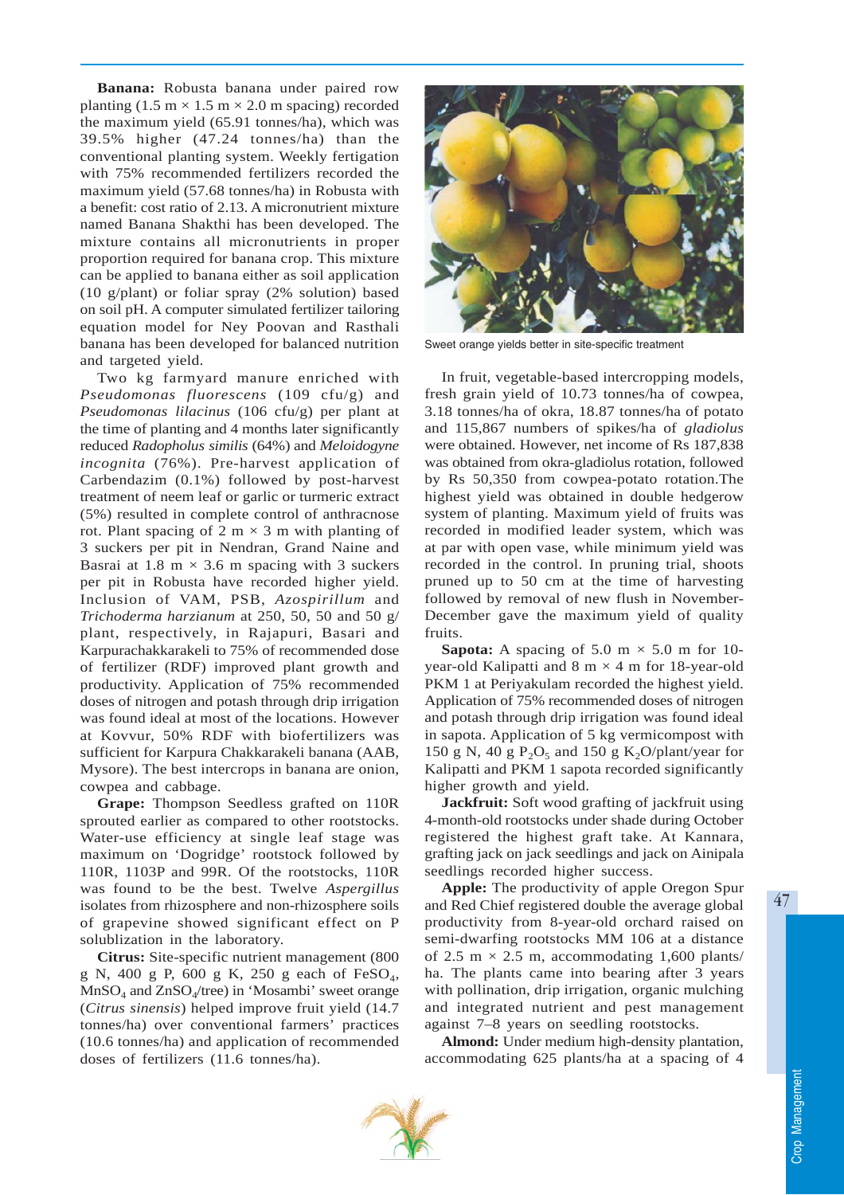**Banana:** Robusta banana under paired row planting (1.5 m × 1.5 m × 2.0 m spacing) recorded the maximum yield (65.91 tonnes/ha), which was 39.5% higher (47.24 tonnes/ha) than the conventional planting system. Weekly fertigation with 75% recommended fertilizers recorded the maximum yield (57.68 tonnes/ha) in Robusta with a benefit: cost ratio of 2.13. A micronutrient mixture named Banana Shakthi has been developed. The mixture contains all micronutrients in proper proportion required for banana crop. This mixture can be applied to banana either as soil application (10 g/plant) or foliar spray (2% solution) based on soil pH. A computer simulated fertilizer tailoring equation model for Ney Poovan and Rasthali banana has been developed for balanced nutrition and targeted yield.

Two kg farmyard manure enriched with *Pseudomonas fluorescens* (109 cfu/g) and *Pseudomonas lilacinus* (106 cfu/g) per plant at the time of planting and 4 months later significantly reduced *Radopholus similis* (64%) and *Meloidogyne incognita* (76%). Pre-harvest application of Carbendazim (0.1%) followed by post-harvest treatment of neem leaf or garlic or turmeric extract (5%) resulted in complete control of anthracnose rot. Plant spacing of 2 m × 3 m with planting of 3 suckers per pit in Nendran, Grand Naine and Basrai at 1.8 m × 3.6 m spacing with 3 suckers per pit in Robusta have recorded higher yield. Inclusion of VAM, PSB, *Azospirillum* and *Trichoderma harzianum* at 250, 50, 50 and 50 g/plant, respectively, in Rajapuri, Basari and Karpurachakkarakeli to 75% of recommended dose of fertilizer (RDF) improved plant growth and productivity. Application of 75% recommended doses of nitrogen and potash through drip irrigation was found ideal at most of the locations. However at Kovvur, 50% RDF with biofertilizers was sufficient for Karpura Chakkarakeli banana (AAB, Mysore). The best intercrops in banana are onion, cowpea and cabbage.

**Grape:** Thompson Seedless grafted on 110R sprouted earlier as compared to other rootstocks. Water-use efficiency at single leaf stage was maximum on 'Dogridge' rootstock followed by 110R, 1103P and 99R. Of the rootstocks, 110R was found to be the best. Twelve *Aspergillus* isolates from rhizosphere and non-rhizosphere soils of grapevine showed significant effect on P solubilization in the laboratory.

**Citrus:** Site-specific nutrient management (800 g N, 400 g P, 600 g K, 250 g each of $FeSO_4$, $MnSO_4$ and $ZnSO_4$/tree) in 'Mosambi' sweet orange (*Citrus sinensis*) helped improve fruit yield (14.7 tonnes/ha) over conventional farmers' practices (10.6 tonnes/ha) and application of recommended doses of fertilizers (11.6 tonnes/ha).

Sweet orange yields better in site-specific treatment

In fruit, vegetable-based intercropping models, fresh grain yield of 10.73 tonnes/ha of cowpea, 3.18 tonnes/ha of okra, 18.87 tonnes/ha of potato and 115,867 numbers of spikes/ha of *gladiolus* were obtained. However, net income of Rs 187,838 was obtained from okra-gladiolus rotation, followed by Rs 50,350 from cowpea-potato rotation.The highest yield was obtained in double hedgerow system of planting. Maximum yield of fruits was recorded in modified leader system, which was at par with open vase, while minimum yield was recorded in the control. In pruning trial, shoots pruned up to 50 cm at the time of harvesting followed by removal of new flush in November-December gave the maximum yield of quality fruits.

**Sapota:** A spacing of 5.0 m × 5.0 m for 10-year-old Kalipatti and 8 m × 4 m for 18-year-old PKM 1 at Periyakulam recorded the highest yield. Application of 75% recommended doses of nitrogen and potash through drip irrigation was found ideal in sapota. Application of 5 kg vermicompost with 150 g N, 40 g $P_2O_5$ and 150 g $K_2O$/plant/year for Kalipatti and PKM 1 sapota recorded significantly higher growth and yield.

**Jackfruit:** Soft wood grafting of jackfruit using 4-month-old rootstocks under shade during October registered the highest graft take. At Kannara, grafting jack on jack seedlings and jack on Ainipala seedlings recorded higher success.

**Apple:** The productivity of apple Oregon Spur and Red Chief registered double the average global productivity from 8-year-old orchard raised on semi-dwarfing rootstocks MM 106 at a distance of 2.5 m × 2.5 m, accommodating 1,600 plants/ha. The plants came into bearing after 3 years with pollination, drip irrigation, organic mulching and integrated nutrient and pest management against 7–8 years on seedling rootstocks.

**Almond:** Under medium high-density plantation, accommodating 625 plants/ha at a spacing of 4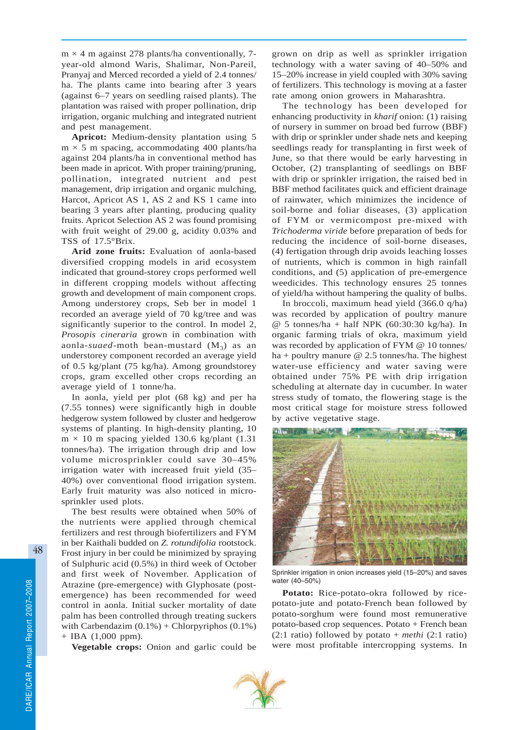m × 4 m against 278 plants/ha conventionally, 7-year-old almond Waris, Shalimar, Non-Pareil, Pranyaj and Merced recorded a yield of 2.4 tonnes/ha. The plants came into bearing after 3 years (against 6–7 years on seedling raised plants). The plantation was raised with proper pollination, drip irrigation, organic mulching and integrated nutrient and pest management.

**Apricot:** Medium-density plantation using 5 m × 5 m spacing, accommodating 400 plants/ha against 204 plants/ha in conventional method has been made in apricot. With proper training/pruning, pollination, integrated nutrient and pest management, drip irrigation and organic mulching, Harcot, Apricot AS 1, AS 2 and KS 1 came into bearing 3 years after planting, producing quality fruits. Apricot Selection AS 2 was found promising with fruit weight of 29.00 g, acidity 0.03% and TSS of 17.5°Brix.

**Arid zone fruits:** Evaluation of aonla-based diversified cropping models in arid ecosystem indicated that ground-storey crops performed well in different cropping models without affecting growth and development of main component crops. Among understorey crops, Seb ber in model 1 recorded an average yield of 70 kg/tree and was significantly superior to the control. In model 2, *Prosopis cineraria* grown in combination with aonla-*suaed*-moth bean-mustard ($M_3$) as an understorey component recorded an average yield of 0.5 kg/plant (75 kg/ha). Among groundstorey crops, gram excelled other crops recording an average yield of 1 tonne/ha.

In aonla, yield per plot (68 kg) and per ha (7.55 tonnes) were significantly high in double hedgerow system followed by cluster and hedgerow systems of planting. In high-density planting, 10 m × 10 m spacing yielded 130.6 kg/plant (1.31 tonnes/ha). The irrigation through drip and low volume microsprinkler could save 30–45% irrigation water with increased fruit yield (35–40%) over conventional flood irrigation system. Early fruit maturity was also noticed in micro-sprinkler used plots.

The best results were obtained when 50% of the nutrients were applied through chemical fertilizers and rest through biofertilizers and FYM in ber Kaithali budded on *Z. rotundifolia* rootstock. Frost injury in ber could be minimized by spraying of Sulphuric acid (0.5%) in third week of October and first week of November. Application of Atrazine (pre-emergence) with Glyphosate (post-emergence) has been recommended for weed control in aonla. Initial sucker mortality of date palm has been controlled through treating suckers with Carbendazim (0.1%) + Chlorpyriphos (0.1%) + IBA (1,000 ppm).

**Vegetable crops:** Onion and garlic could be grown on drip as well as sprinkler irrigation technology with a water saving of 40–50% and 15–20% increase in yield coupled with 30% saving of fertilizers. This technology is moving at a faster rate among onion growers in Maharashtra.

The technology has been developed for enhancing productivity in *kharif* onion: (1) raising of nursery in summer on broad bed furrow (BBF) with drip or sprinkler under shade nets and keeping seedlings ready for transplanting in first week of June, so that there would be early harvesting in October, (2) transplanting of seedlings on BBF with drip or sprinkler irrigation, the raised bed in BBF method facilitates quick and efficient drainage of rainwater, which minimizes the incidence of soil-borne and foliar diseases, (3) application of FYM or vermicompost pre-mixed with *Trichoderma viride* before preparation of beds for reducing the incidence of soil-borne diseases, (4) fertigation through drip avoids leaching losses of nutrients, which is common in high rainfall conditions, and (5) application of pre-emergence weedicides. This technology ensures 25 tonnes of yield/ha without hampering the quality of bulbs.

In broccoli, maximum head yield (366.0 q/ha) was recorded by application of poultry manure @ 5 tonnes/ha + half NPK (60:30:30 kg/ha). In organic farming trials of okra, maximum yield was recorded by application of FYM @ 10 tonnes/ha + poultry manure @ 2.5 tonnes/ha. The highest water-use efficiency and water saving were obtained under 75% PE with drip irrigation scheduling at alternate day in cucumber. In water stress study of tomato, the flowering stage is the most critical stage for moisture stress followed by active vegetative stage.

Sprinkler irrigation in onion increases yield (15–20%) and saves water (40–50%)

**Potato:** Rice-potato-okra followed by rice-potato-jute and potato-French bean followed by potato-sorghum were found most remunerative potato-based crop sequences. Potato + French bean (2:1 ratio) followed by potato + *methi* (2:1 ratio) were most profitable intercropping systems. In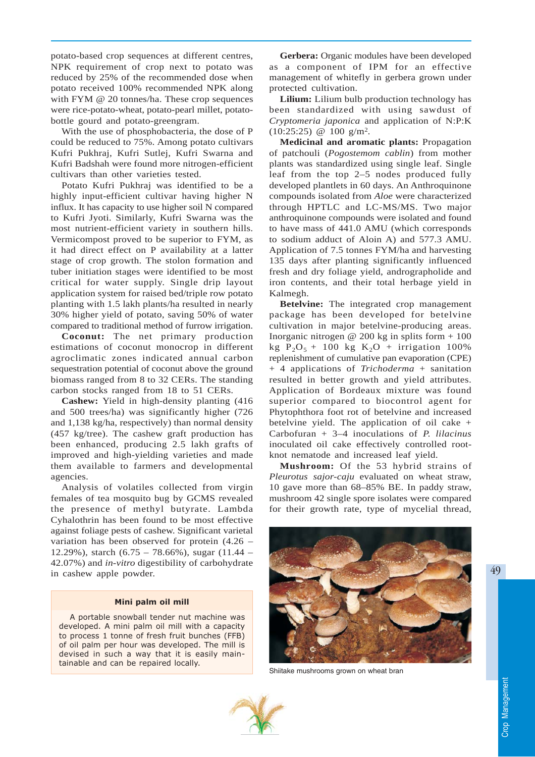potato-based crop sequences at different centres, NPK requirement of crop next to potato was reduced by 25% of the recommended dose when potato received 100% recommended NPK along with FYM @ 20 tonnes/ha. These crop sequences were rice-potato-wheat, potato-pearl millet, potato-bottle gourd and potato-greengram.

With the use of phosphobacteria, the dose of P could be reduced to 75%. Among potato cultivars Kufri Pukhraj, Kufri Sutlej, Kufri Swarna and Kufri Badshah were found more nitrogen-efficient cultivars than other varieties tested.

Potato Kufri Pukhraj was identified to be a highly input-efficient cultivar having higher N influx. It has capacity to use higher soil N compared to Kufri Jyoti. Similarly, Kufri Swarna was the most nutrient-efficient variety in southern hills. Vermicompost proved to be superior to FYM, as it had direct effect on P availability at a latter stage of crop growth. The stolon formation and tuber initiation stages were identified to be most critical for water supply. Single drip layout application system for raised bed/triple row potato planting with 1.5 lakh plants/ha resulted in nearly 30% higher yield of potato, saving 50% of water compared to traditional method of furrow irrigation.

**Coconut:** The net primary production estimations of coconut monocrop in different agroclimatic zones indicated annual carbon sequestration potential of coconut above the ground biomass ranged from 8 to 32 CERs. The standing carbon stocks ranged from 18 to 51 CERs.

**Cashew:** Yield in high-density planting (416 and 500 trees/ha) was significantly higher (726 and 1,138 kg/ha, respectively) than normal density (457 kg/tree). The cashew graft production has been enhanced, producing 2.5 lakh grafts of improved and high-yielding varieties and made them available to farmers and developmental agencies.

Analysis of volatiles collected from virgin females of tea mosquito bug by GCMS revealed the presence of methyl butyrate. Lambda Cyhalothrin has been found to be most effective against foliage pests of cashew. Significant varietal variation has been observed for protein (4.26 – 12.29%), starch (6.75 – 78.66%), sugar (11.44 – 42.07%) and *in-vitro* digestibility of carbohydrate in cashew apple powder.

**Mini palm oil mill**

A portable snowball tender nut machine was developed. A mini palm oil mill with a capacity to process 1 tonne of fresh fruit bunches (FFB) of oil palm per hour was developed. The mill is devised in such a way that it is easily maintainable and can be repaired locally.

**Gerbera:** Organic modules have been developed as a component of IPM for an effective management of whitefly in gerbera grown under protected cultivation.

**Lilium:** Lilium bulb production technology has been standardized with using sawdust of *Cryptomeria japonica* and application of N:P:K (10:25:25) @ 100 g/m$^2$.

**Medicinal and aromatic plants:** Propagation of patchouli (*Pogostemom cablin*) from mother plants was standardized using single leaf. Single leaf from the top 2–5 nodes produced fully developed plantlets in 60 days. An Anthroquinone compounds isolated from *Aloe* were characterized through HPTLC and LC-MS/MS. Two major anthroquinone compounds were isolated and found to have mass of 441.0 AMU (which corresponds to sodium adduct of Aloin A) and 577.3 AMU. Application of 7.5 tonnes FYM/ha and harvesting 135 days after planting significantly influenced fresh and dry foliage yield, andrographolide and iron contents, and their total herbage yield in Kalmegh.

**Betelvine:** The integrated crop management package has been developed for betelvine cultivation in major betelvine-producing areas. Inorganic nitrogen @ 200 kg in splits form + 100 kg $P_2O_5$ + 100 kg $K_2O$ + irrigation 100% replenishment of cumulative pan evaporation (CPE) + 4 applications of *Trichoderma* + sanitation resulted in better growth and yield attributes. Application of Bordeaux mixture was found superior compared to biocontrol agent for Phytophthora foot rot of betelvine and increased betelvine yield. The application of oil cake + Carbofuran + 3–4 inoculations of *P. lilacinus* inoculated oil cake effectively controlled root-knot nematode and increased leaf yield.

**Mushroom:** Of the 53 hybrid strains of *Pleurotus sajor-caju* evaluated on wheat straw, 10 gave more than 68–85% BE. In paddy straw, mushroom 42 single spore isolates were compared for their growth rate, type of mycelial thread,

Shiitake mushrooms grown on wheat bran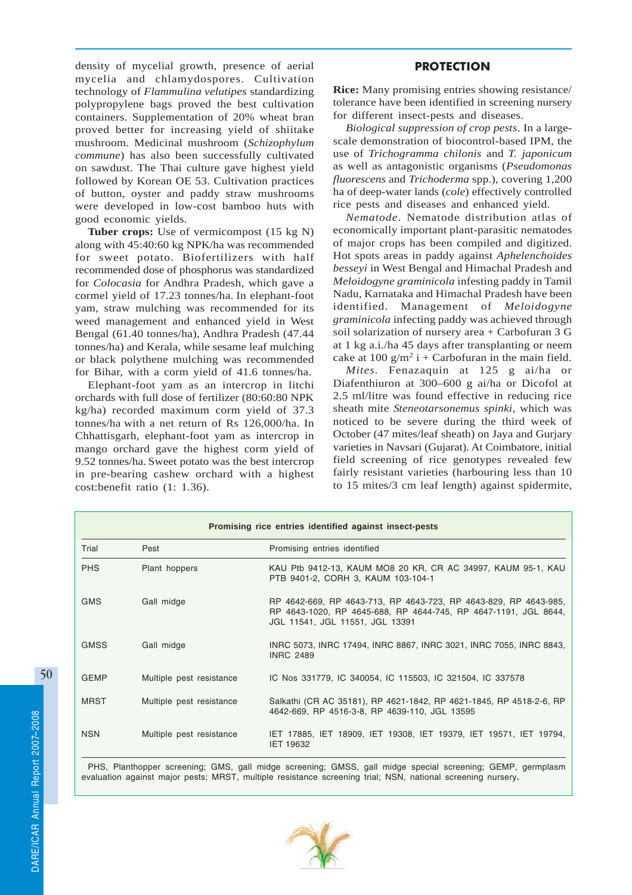density of mycelial growth, presence of aerial mycelia and chlamydospores. Cultivation technology of *Flammulina velutipes* standardizing polypropylene bags proved the best cultivation containers. Supplementation of 20% wheat bran proved better for increasing yield of shiitake mushroom. Medicinal mushroom (*Schizophylum commune*) has also been successfully cultivated on sawdust. The Thai culture gave highest yield followed by Korean OE 53. Cultivation practices of button, oyster and paddy straw mushrooms were developed in low-cost bamboo huts with good economic yields.

**Tuber crops:** Use of vermicompost (15 kg N) along with 45:40:60 kg NPK/ha was recommended for sweet potato. Biofertilizers with half recommended dose of phosphorus was standardized for *Colocasia* for Andhra Pradesh, which gave a cormel yield of 17.23 tonnes/ha. In elephant-foot yam, straw mulching was recommended for its weed management and enhanced yield in West Bengal (61.40 tonnes/ha), Andhra Pradesh (47.44 tonnes/ha) and Kerala, while sesame leaf mulching or black polythene mulching was recommended for Bihar, with a corm yield of 41.6 tonnes/ha.

Elephant-foot yam as an intercrop in litchi orchards with full dose of fertilizer (80:60:80 NPK kg/ha) recorded maximum corm yield of 37.3 tonnes/ha with a net return of Rs 126,000/ha. In Chhattisgarh, elephant-foot yam as intercrop in mango orchard gave the highest corm yield of 9.52 tonnes/ha. Sweet potato was the best intercrop in pre-bearing cashew orchard with a highest cost:benefit ratio (1: 1.36).

## PROTECTION

**Rice:** Many promising entries showing resistance/ tolerance have been identified in screening nursery for different insect-pests and diseases.

*Biological suppression of crop pests*. In a large-scale demonstration of biocontrol-based IPM, the use of *Trichogramma chilonis* and *T. japonicum* as well as antagonistic organisms (*Pseudomonas fluorescens* and *Trichoderma* spp.), covering 1,200 ha of deep-water lands (*cole*) effectively controlled rice pests and diseases and enhanced yield.

*Nematode*. Nematode distribution atlas of economically important plant-parasitic nematodes of major crops has been compiled and digitized. Hot spots areas in paddy against *Aphelenchoides besseyi* in West Bengal and Himachal Pradesh and *Meloidogyne graminicola* infesting paddy in Tamil Nadu, Karnataka and Himachal Pradesh have been identified. Management of *Meloidogyne graminicola* infecting paddy was achieved through soil solarization of nursery area + Carbofuran 3 G at 1 kg a.i./ha 45 days after transplanting or neem cake at 100 g/m$^2$ i + Carbofuran in the main field.

*Mites*. Fenazaquin at 125 g ai/ha or Diafenthiuron at 300–600 g ai/ha or Dicofol at 2.5 ml/litre was found effective in reducing rice sheath mite *Steneotarsonemus spinki,* which was noticed to be severe during the third week of October (47 mites/leaf sheath) on Jaya and Gurjary varieties in Navsari (Gujarat). At Coimbatore, initial field screening of rice genotypes revealed few fairly resistant varieties (harbouring less than 10 to 15 mites/3 cm leaf length) against spidermite,

**Promising rice entries identified against insect-pests**

| Trial | Pest | Promising entries identified |
|---|---|---|
| PHS | Plant hoppers | KAU Ptb 9412-13, KAUM MO8 20 KR, CR AC 34997, KAUM 95-1, KAU PTB 9401-2, CORH 3, KAUM 103-104-1 |
| GMS | Gall midge | RP 4642-669, RP 4643-713, RP 4643-723, RP 4643-829, RP 4643-985, RP 4643-1020, RP 4645-688, RP 4644-745, RP 4647-1191, JGL 8644, JGL 11541, JGL 11551, JGL 13391 |
| GMSS | Gall midge | INRC 5073, INRC 17494, INRC 8867, INRC 3021, INRC 7055, INRC 8843, INRC 2489 |
| GEMP | Multiple pest resistance | IC Nos 331779, IC 340054, IC 115503, IC 321504, IC 337578 |
| MRST | Multiple pest resistance | Salkathi (CR AC 35181), RP 4621-1842, RP 4621-1845, RP 4518-2-6, RP 4642-669, RP 4516-3-8, RP 4639-110, JGL 13595 |
| NSN | Multiple pest resistance | IET 17885, IET 18909, IET 19308, IET 19379, IET 19571, IET 19794, IET 19632 |

PHS, Planthopper screening; GMS, gall midge screening; GMSS, gall midge special screening; GEMP, germplasm evaluation against major pests; MRST, multiple resistance screening trial; NSN, national screening nursery.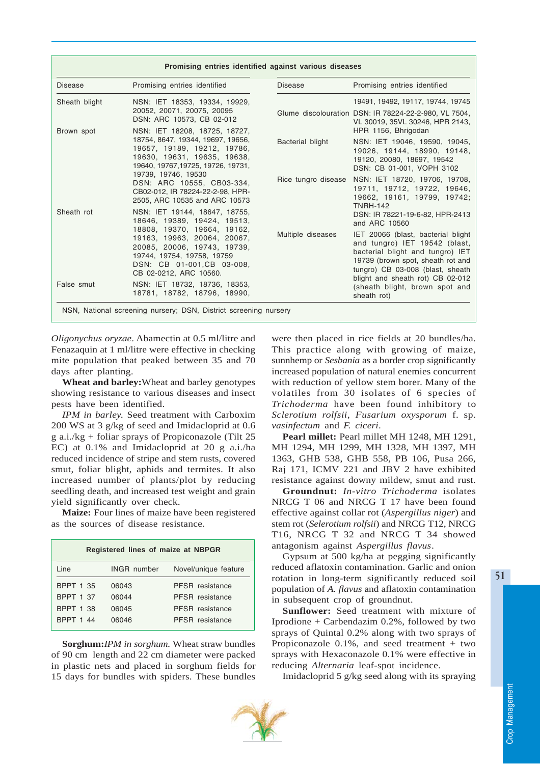**Promising entries identified against various diseases**

| Disease | Promising entries identified |
|---|---|
| Sheath blight | NSN: IET 18353, 19334, 19929, 20052, 20071, 20075, 20095 DSN: ARC 10573, CB 02-012 |
| Brown spot | NSN: IET 18208, 18725, 18727, 18754, 8647, 19344, 19697, 19656, 19657, 19189, 19212, 19786, 19630, 19631, 19635, 19638, 19640, 19767,19725, 19726, 19731, 19739, 19746, 19530 DSN: ARC 10555, CB03-334, CB02-012, IR 78224-22-2-98, HPR-2505, ARC 10535 and ARC 10573 |
| Sheath rot | NSN: IET 19144, 18647, 18755, 18646, 19389, 19424, 19513, 18808, 19370, 19664, 19162, 19163, 19963, 20064, 20067, 20085, 20006, 19743, 19739, 19744, 19754, 19758, 19759 DSN: CB 01-001,CB 03-008, CB 02-0212, ARC 10560. |
| False smut | NSN: IET 18732, 18736, 18353, 18781, 18782, 18796, 18990, 19491, 19492, 19117, 19744, 19745 |
| Glume discolouration | DSN: IR 78224-22-2-980, VL 7504, VL 30019, 35VL 30246, HPR 2143, HPR 1156, Bhrigodan |
| Bacterial blight | NSN: IET 19046, 19590, 19045, 19026, 19144, 18990, 19148, 19120, 20080, 18697, 19542 DSN: CB 01-001, VOPH 3102 |
| Rice tungro disease | NSN: IET 18720, 19706, 19708, 19711, 19712, 19722, 19646, 19662, 19161, 19799, 19742; TNRH-142 DSN: IR 78221-19-6-82, HPR-2413 and ARC 10560 |
| Multiple diseases | IET 20066 (blast, bacterial blight and tungro) IET 19542 (blast, bacterial blight and tungro) IET 19739 (brown spot, sheath rot and tungro) CB 03-008 (blast, sheath blight and sheath rot) CB 02-012 (sheath blight, brown spot and sheath rot) |

NSN, National screening nursery; DSN, District screening nursery

*Oligonychus oryzae*. Abamectin at 0.5 ml/litre and Fenazaquin at 1 ml/litre were effective in checking mite population that peaked between 35 and 70 days after planting.

**Wheat and barley:** Wheat and barley genotypes showing resistance to various diseases and insect pests have been identified.

*IPM in barley.* Seed treatment with Carboxim 200 WS at 3 g/kg of seed and Imidacloprid at 0.6 g a.i./kg + foliar sprays of Propiconazole (Tilt 25 EC) at 0.1% and Imidacloprid at 20 g a.i./ha reduced incidence of stripe and stem rusts, covered smut, foliar blight, aphids and termites. It also increased number of plants/plot by reducing seedling death, and increased test weight and grain yield significantly over check.

**Maize:** Four lines of maize have been registered as the sources of disease resistance.

**Registered lines of maize at NBPGR**

| Line | INGR number | Novel/unique feature |
|---|---|---|
| BPPT 1 35 | 06043 | PFSR resistance |
| BPPT 1 37 | 06044 | PFSR resistance |
| BPPT 1 38 | 06045 | PFSR resistance |
| BPPT 1 44 | 06046 | PFSR resistance |

**Sorghum:** *IPM in sorghum.* Wheat straw bundles of 90 cm length and 22 cm diameter were packed in plastic nets and placed in sorghum fields for 15 days for bundles with spiders. These bundles were then placed in rice fields at 20 bundles/ha. This practice along with growing of maize, sunnhemp or *Sesbania* as a border crop significantly increased population of natural enemies concurrent with reduction of yellow stem borer. Many of the volatiles from 30 isolates of 6 species of *Trichoderma* have been found inhibitory to *Sclerotium rolfsii, Fusarium oxysporum* f. sp. *vasinfectum* and *F. ciceri*.

**Pearl millet:** Pearl millet MH 1248, MH 1291, MH 1294, MH 1299, MH 1328, MH 1397, MH 1363, GHB 538, GHB 558, PB 106, Pusa 266, Raj 171, ICMV 221 and JBV 2 have exhibited resistance against downy mildew, smut and rust.

**Groundnut:** *In-vitro Trichoderma* isolates NRCG T 06 and NRCG T 17 have been found effective against collar rot (*Aspergillus niger*) and stem rot (*Selerotium rolfsii*) and NRCG T12, NRCG T16, NRCG T 32 and NRCG T 34 showed antagonism against *Aspergillus flavus*.

Gypsum at 500 kg/ha at pegging significantly reduced aflatoxin contamination. Garlic and onion rotation in long-term significantly reduced soil population of *A. flavus* and aflatoxin contamination in subsequent crop of groundnut.

**Sunflower:** Seed treatment with mixture of Iprodione + Carbendazim 0.2%, followed by two sprays of Quintal 0.2% along with two sprays of Propiconazole 0.1%, and seed treatment + two sprays with Hexaconazole 0.1% were effective in reducing *Alternaria* leaf-spot incidence.

Imidacloprid 5 g/kg seed along with its spraying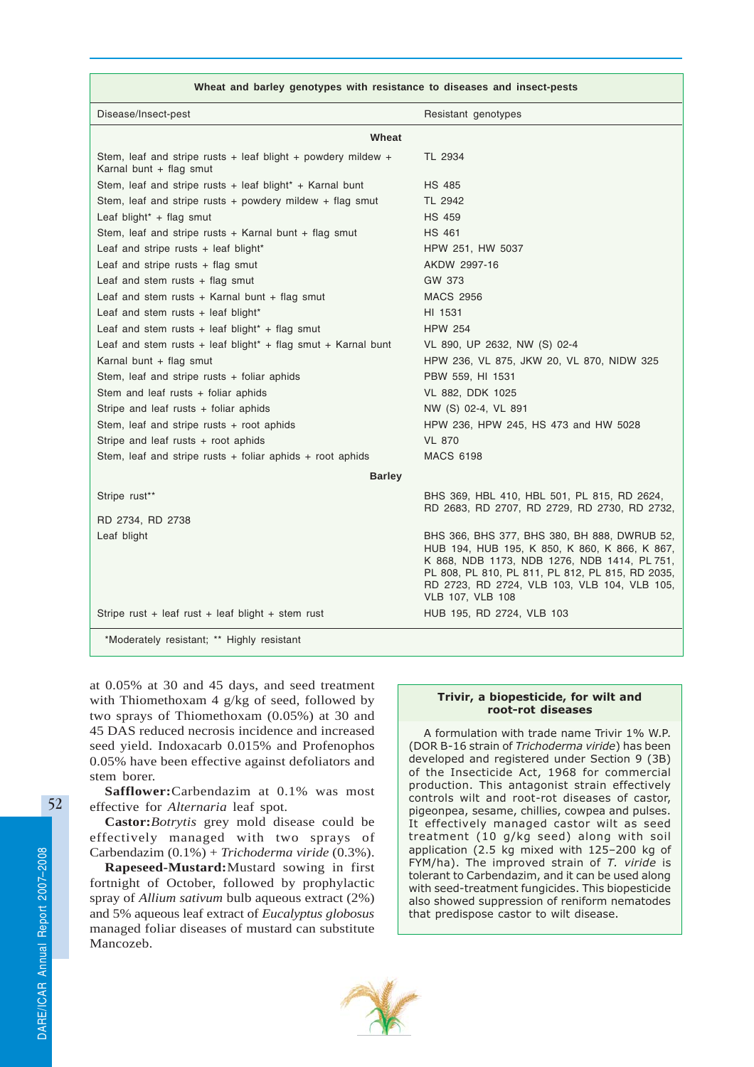**Wheat and barley genotypes with resistance to diseases and insect-pests**

| Disease/Insect-pest | Resistant genotypes |
|---|---|
| **Wheat** | |
| Stem, leaf and stripe rusts + leaf blight + powdery mildew + Karnal bunt + flag smut | TL 2934 |
| Stem, leaf and stripe rusts + leaf blight* + Karnal bunt | HS 485 |
| Stem, leaf and stripe rusts + powdery mildew + flag smut | TL 2942 |
| Leaf blight* + flag smut | HS 459 |
| Stem, leaf and stripe rusts + Karnal bunt + flag smut | HS 461 |
| Leaf and stripe rusts + leaf blight* | HPW 251, HW 5037 |
| Leaf and stripe rusts + flag smut | AKDW 2997-16 |
| Leaf and stem rusts + flag smut | GW 373 |
| Leaf and stem rusts + Karnal bunt + flag smut | MACS 2956 |
| Leaf and stem rusts + leaf blight* | HI 1531 |
| Leaf and stem rusts + leaf blight* + flag smut | HPW 254 |
| Leaf and stem rusts + leaf blight* + flag smut + Karnal bunt | VL 890, UP 2632, NW (S) 02-4 |
| Karnal bunt + flag smut | HPW 236, VL 875, JKW 20, VL 870, NIDW 325 |
| Stem, leaf and stripe rusts + foliar aphids | PBW 559, HI 1531 |
| Stem and leaf rusts + foliar aphids | VL 882, DDK 1025 |
| Stripe and leaf rusts + foliar aphids | NW (S) 02-4, VL 891 |
| Stem, leaf and stripe rusts + root aphids | HPW 236, HPW 245, HS 473 and HW 5028 |
| Stripe and leaf rusts + root aphids | VL 870 |
| Stem, leaf and stripe rusts + foliar aphids + root aphids | MACS 6198 |
| **Barley** | |
| Stripe rust** | BHS 369, HBL 410, HBL 501, PL 815, RD 2624, RD 2683, RD 2707, RD 2729, RD 2730, RD 2732, RD 2734, RD 2738 |
| Leaf blight | BHS 366, BHS 377, BHS 380, BH 888, DWRUB 52, HUB 194, HUB 195, K 850, K 860, K 866, K 867, K 868, NDB 1173, NDB 1276, NDB 1414, PL 751, PL 808, PL 810, PL 811, PL 812, PL 815, RD 2035, RD 2723, RD 2724, VLB 103, VLB 104, VLB 105, VLB 107, VLB 108 |
| Stripe rust + leaf rust + leaf blight + stem rust | HUB 195, RD 2724, VLB 103 |

*Moderately resistant; ** Highly resistant

at 0.05% at 30 and 45 days, and seed treatment with Thiomethoxam 4 g/kg of seed, followed by two sprays of Thiomethoxam (0.05%) at 30 and 45 DAS reduced necrosis incidence and increased seed yield. Indoxacarb 0.015% and Profenophos 0.05% have been effective against defoliators and stem borer.

**Safflower:** Carbendazim at 0.1% was most effective for *Alternaria* leaf spot.

**Castor:** *Botrytis* grey mold disease could be effectively managed with two sprays of Carbendazim (0.1%) + *Trichoderma viride* (0.3%).

**Rapeseed-Mustard:** Mustard sowing in first fortnight of October, followed by prophylactic spray of *Allium sativum* bulb aqueous extract (2%) and 5% aqueous leaf extract of *Eucalyptus globosus* managed foliar diseases of mustard can substitute Mancozeb.

**Trivir, a biopesticide, for wilt and root-rot diseases**

A formulation with trade name Trivir 1% W.P. (DOR B-16 strain of *Trichoderma viride*) has been developed and registered under Section 9 (3B) of the Insecticide Act, 1968 for commercial production. This antagonist strain effectively controls wilt and root-rot diseases of castor, pigeonpea, sesame, chillies, cowpea and pulses. It effectively managed castor wilt as seed treatment (10 g/kg seed) along with soil application (2.5 kg mixed with 125–200 kg of FYM/ha). The improved strain of *T. viride* is tolerant to Carbendazim, and it can be used along with seed-treatment fungicides. This biopesticide also showed suppression of reniform nematodes that predispose castor to wilt disease.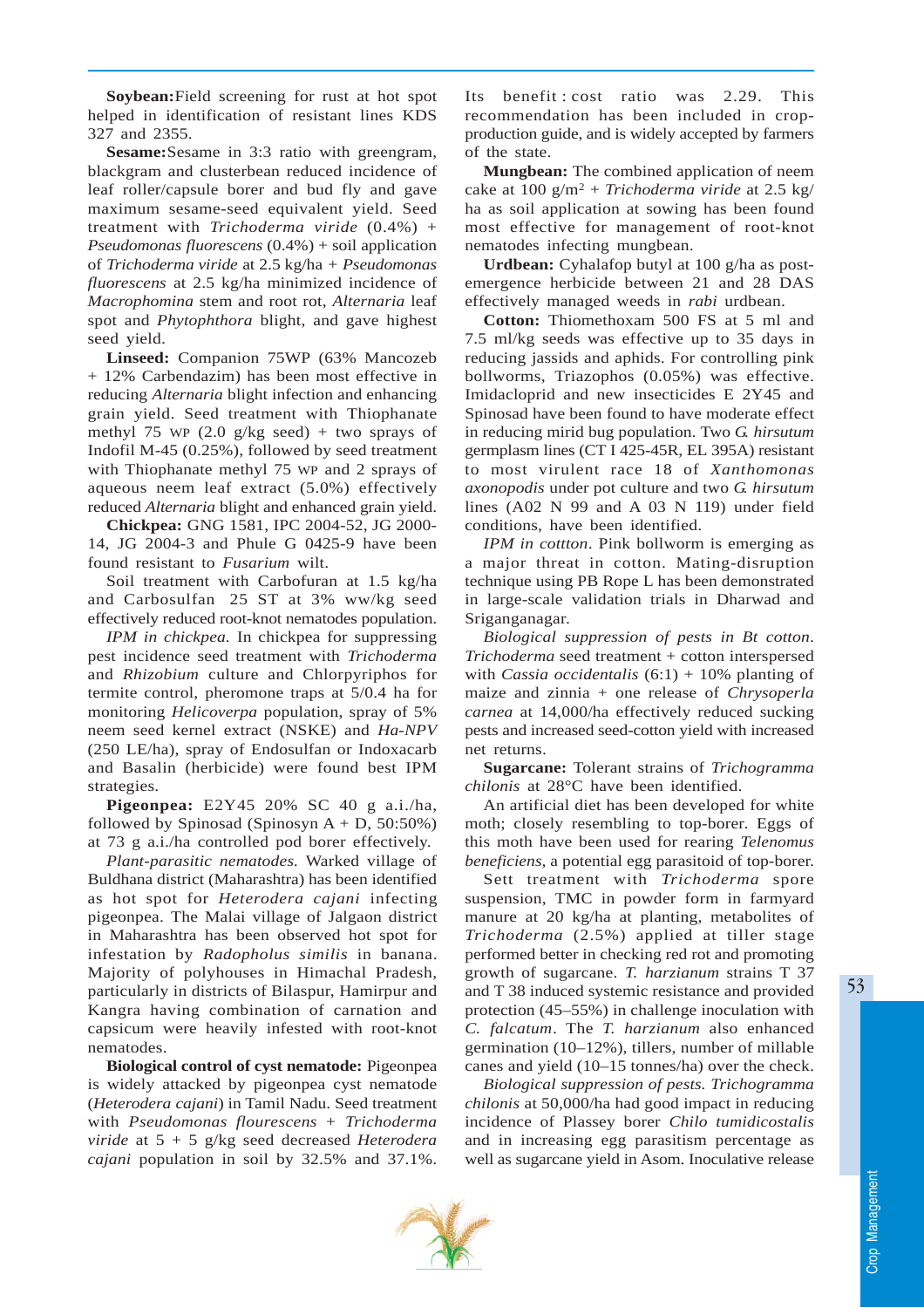**Soybean:** Field screening for rust at hot spot helped in identification of resistant lines KDS 327 and 2355.

**Sesame:** Sesame in 3:3 ratio with greengram, blackgram and clusterbean reduced incidence of leaf roller/capsule borer and bud fly and gave maximum sesame-seed equivalent yield. Seed treatment with *Trichoderma viride* (0.4%) + *Pseudomonas fluorescens* (0.4%) + soil application of *Trichoderma viride* at 2.5 kg/ha + *Pseudomonas fluorescens* at 2.5 kg/ha minimized incidence of *Macrophomina* stem and root rot, *Alternaria* leaf spot and *Phytophthora* blight, and gave highest seed yield.

**Linseed:** Companion 75WP (63% Mancozeb + 12% Carbendazim) has been most effective in reducing *Alternaria* blight infection and enhancing grain yield. Seed treatment with Thiophanate methyl 75 WP (2.0 g/kg seed) + two sprays of Indofil M-45 (0.25%), followed by seed treatment with Thiophanate methyl 75 WP and 2 sprays of aqueous neem leaf extract (5.0%) effectively reduced *Alternaria* blight and enhanced grain yield.

**Chickpea:** GNG 1581, IPC 2004-52, JG 2000-14, JG 2004-3 and Phule G 0425-9 have been found resistant to *Fusarium* wilt.

Soil treatment with Carbofuran at 1.5 kg/ha and Carbosulfan 25 ST at 3% ww/kg seed effectively reduced root-knot nematodes population.

*IPM in chickpea.* In chickpea for suppressing pest incidence seed treatment with *Trichoderma* and *Rhizobium* culture and Chlorpyriphos for termite control, pheromone traps at 5/0.4 ha for monitoring *Helicoverpa* population, spray of 5% neem seed kernel extract (NSKE) and *Ha-NPV* (250 LE/ha), spray of Endosulfan or Indoxacarb and Basalin (herbicide) were found best IPM strategies.

**Pigeonpea:** E2Y45 20% SC 40 g a.i./ha, followed by Spinosad (Spinosyn A + D, 50:50%) at 73 g a.i./ha controlled pod borer effectively.

*Plant-parasitic nematodes.* Warked village of Buldhana district (Maharashtra) has been identified as hot spot for *Heterodera cajani* infecting pigeonpea. The Malai village of Jalgaon district in Maharashtra has been observed hot spot for infestation by *Radopholus similis* in banana. Majority of polyhouses in Himachal Pradesh, particularly in districts of Bilaspur, Hamirpur and Kangra having combination of carnation and capsicum were heavily infested with root-knot nematodes.

**Biological control of cyst nematode:** Pigeonpea is widely attacked by pigeonpea cyst nematode (*Heterodera cajani*) in Tamil Nadu. Seed treatment with *Pseudomonas flourescens* + *Trichoderma viride* at 5 + 5 g/kg seed decreased *Heterodera cajani* population in soil by 32.5% and 37.1%. Its benefit : cost ratio was 2.29. This recommendation has been included in crop-production guide, and is widely accepted by farmers of the state.

**Mungbean:** The combined application of neem cake at 100 g/m$^2$ + *Trichoderma viride* at 2.5 kg/ha as soil application at sowing has been found most effective for management of root-knot nematodes infecting mungbean.

**Urdbean:** Cyhalafop butyl at 100 g/ha as post-emergence herbicide between 21 and 28 DAS effectively managed weeds in *rabi* urdbean.

**Cotton:** Thiomethoxam 500 FS at 5 ml and 7.5 ml/kg seeds was effective up to 35 days in reducing jassids and aphids. For controlling pink bollworms, Triazophos (0.05%) was effective. Imidacloprid and new insecticides E 2Y45 and Spinosad have been found to have moderate effect in reducing mirid bug population. Two *G. hirsutum* germplasm lines (CT I 425-45R, EL 395A) resistant to most virulent race 18 of *Xanthomonas axonopodis* under pot culture and two *G. hirsutum* lines (A02 N 99 and A 03 N 119) under field conditions, have been identified.

*IPM in cottton.* Pink bollworm is emerging as a major threat in cotton. Mating-disruption technique using PB Rope L has been demonstrated in large-scale validation trials in Dharwad and Sriganganagar.

*Biological suppression of pests in Bt cotton. Trichoderma* seed treatment + cotton interspersed with *Cassia occidentalis* (6:1) + 10% planting of maize and zinnia + one release of *Chrysoperla carnea* at 14,000/ha effectively reduced sucking pests and increased seed-cotton yield with increased net returns.

**Sugarcane:** Tolerant strains of *Trichogramma chilonis* at 28°C have been identified.

An artificial diet has been developed for white moth; closely resembling to top-borer. Eggs of this moth have been used for rearing *Telenomus beneficiens,* a potential egg parasitoid of top-borer.

Sett treatment with *Trichoderma* spore suspension, TMC in powder form in farmyard manure at 20 kg/ha at planting, metabolites of *Trichoderma* (2.5%) applied at tiller stage performed better in checking red rot and promoting growth of sugarcane. *T. harzianum* strains T 37 and T 38 induced systemic resistance and provided protection (45–55%) in challenge inoculation with *C. falcatum*. The *T. harzianum* also enhanced germination (10–12%), tillers, number of millable canes and yield (10–15 tonnes/ha) over the check.

*Biological suppression of pests. Trichogramma chilonis* at 50,000/ha had good impact in reducing incidence of Plassey borer *Chilo tumidicostalis* and in increasing egg parasitism percentage as well as sugarcane yield in Asom. Inoculative release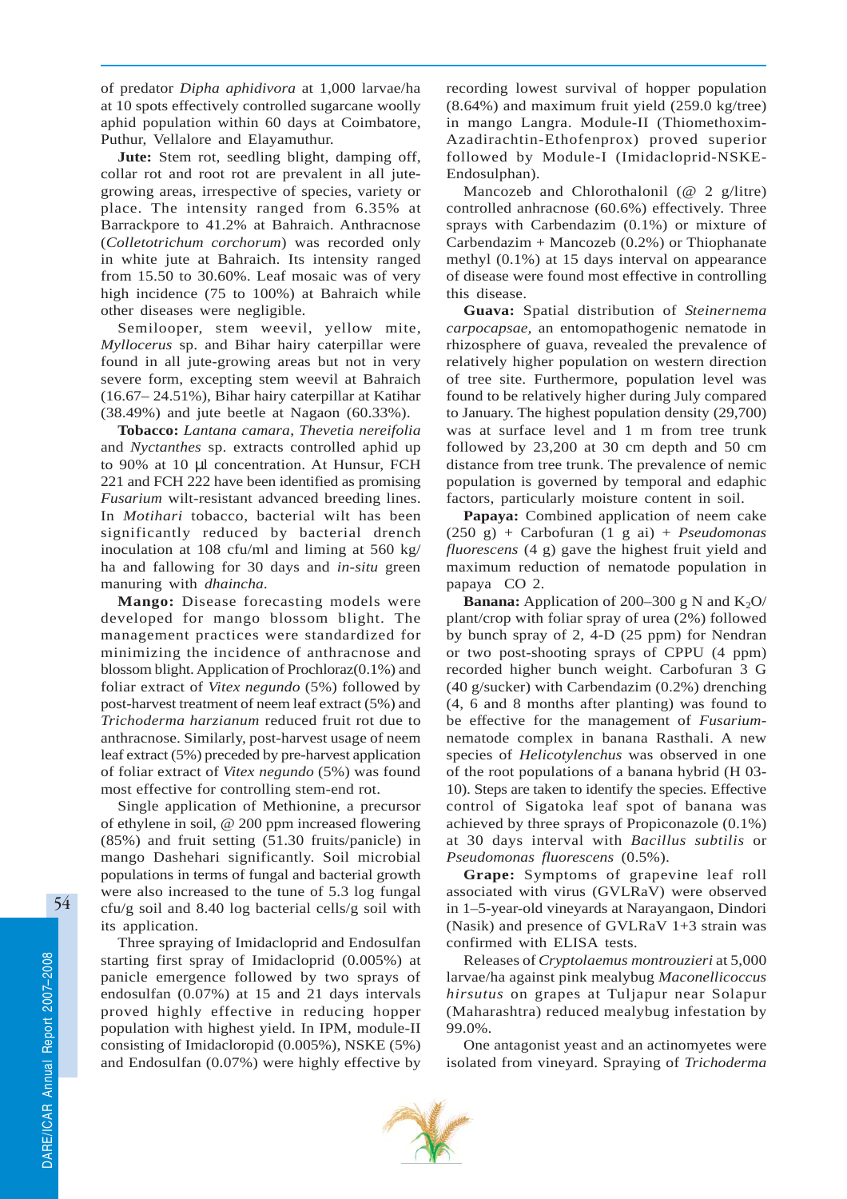of predator *Dipha aphidivora* at 1,000 larvae/ha at 10 spots effectively controlled sugarcane woolly aphid population within 60 days at Coimbatore, Puthur, Vellalore and Elayamuthur.

**Jute:** Stem rot, seedling blight, damping off, collar rot and root rot are prevalent in all jute-growing areas, irrespective of species, variety or place. The intensity ranged from 6.35% at Barrackpore to 41.2% at Bahraich. Anthracnose (*Colletotrichum corchorum*) was recorded only in white jute at Bahraich. Its intensity ranged from 15.50 to 30.60%. Leaf mosaic was of very high incidence (75 to 100%) at Bahraich while other diseases were negligible.

Semilooper, stem weevil, yellow mite, *Myllocerus* sp. and Bihar hairy caterpillar were found in all jute-growing areas but not in very severe form, excepting stem weevil at Bahraich (16.67– 24.51%), Bihar hairy caterpillar at Katihar (38.49%) and jute beetle at Nagaon (60.33%).

**Tobacco:** *Lantana camara, Thevetia nereifolia* and *Nyctanthes* sp. extracts controlled aphid up to 90% at 10 μl concentration. At Hunsur, FCH 221 and FCH 222 have been identified as promising *Fusarium* wilt-resistant advanced breeding lines. In *Motihari* tobacco, bacterial wilt has been significantly reduced by bacterial drench inoculation at 108 cfu/ml and liming at 560 kg/ha and fallowing for 30 days and *in-situ* green manuring with *dhaincha.*

**Mango:** Disease forecasting models were developed for mango blossom blight. The management practices were standardized for minimizing the incidence of anthracnose and blossom blight. Application of Prochloraz(0.1%) and foliar extract of *Vitex negundo* (5%) followed by post-harvest treatment of neem leaf extract (5%) and *Trichoderma harzianum* reduced fruit rot due to anthracnose. Similarly, post-harvest usage of neem leaf extract (5%) preceded by pre-harvest application of foliar extract of *Vitex negundo* (5%) was found most effective for controlling stem-end rot.

Single application of Methionine, a precursor of ethylene in soil, @ 200 ppm increased flowering (85%) and fruit setting (51.30 fruits/panicle) in mango Dashehari significantly. Soil microbial populations in terms of fungal and bacterial growth were also increased to the tune of 5.3 log fungal cfu/g soil and 8.40 log bacterial cells/g soil with its application.

Three spraying of Imidacloprid and Endosulfan starting first spray of Imidacloprid (0.005%) at panicle emergence followed by two sprays of endosulfan (0.07%) at 15 and 21 days intervals proved highly effective in reducing hopper population with highest yield. In IPM, module-II consisting of Imidacloropid (0.005%), NSKE (5%) and Endosulfan (0.07%) were highly effective by recording lowest survival of hopper population (8.64%) and maximum fruit yield (259.0 kg/tree) in mango Langra. Module-II (Thiomethoxim-Azadirachtin-Ethofenprox) proved superior followed by Module-I (Imidacloprid-NSKE-Endosulphan).

Mancozeb and Chlorothalonil (@ 2 g/litre) controlled anhracnose (60.6%) effectively. Three sprays with Carbendazim (0.1%) or mixture of Carbendazim + Mancozeb (0.2%) or Thiophanate methyl (0.1%) at 15 days interval on appearance of disease were found most effective in controlling this disease.

**Guava:** Spatial distribution of *Steinernema carpocapsae,* an entomopathogenic nematode in rhizosphere of guava, revealed the prevalence of relatively higher population on western direction of tree site. Furthermore, population level was found to be relatively higher during July compared to January. The highest population density (29,700) was at surface level and 1 m from tree trunk followed by 23,200 at 30 cm depth and 50 cm distance from tree trunk. The prevalence of nemic population is governed by temporal and edaphic factors, particularly moisture content in soil.

**Papaya:** Combined application of neem cake (250 g) + Carbofuran (1 g ai) + *Pseudomonas fluorescens* (4 g) gave the highest fruit yield and maximum reduction of nematode population in papaya CO 2.

**Banana:** Application of 200–300 g N and $K_2O$/plant/crop with foliar spray of urea (2%) followed by bunch spray of 2, 4-D (25 ppm) for Nendran or two post-shooting sprays of CPPU (4 ppm) recorded higher bunch weight. Carbofuran 3 G (40 g/sucker) with Carbendazim (0.2%) drenching (4, 6 and 8 months after planting) was found to be effective for the management of *Fusarium*-nematode complex in banana Rasthali. A new species of *Helicotylenchus* was observed in one of the root populations of a banana hybrid (H 03-10). Steps are taken to identify the species. Effective control of Sigatoka leaf spot of banana was achieved by three sprays of Propiconazole (0.1%) at 30 days interval with *Bacillus subtilis* or *Pseudomonas fluorescens* (0.5%).

**Grape:** Symptoms of grapevine leaf roll associated with virus (GVLRaV) were observed in 1–5-year-old vineyards at Narayangaon, Dindori (Nasik) and presence of GVLRaV 1+3 strain was confirmed with ELISA tests.

Releases of *Cryptolaemus montrouzieri* at 5,000 larvae/ha against pink mealybug *Maconellicoccus hirsutus* on grapes at Tuljapur near Solapur (Maharashtra) reduced mealybug infestation by 99.0%.

One antagonist yeast and an actinomyetes were isolated from vineyard. Spraying of *Trichoderma*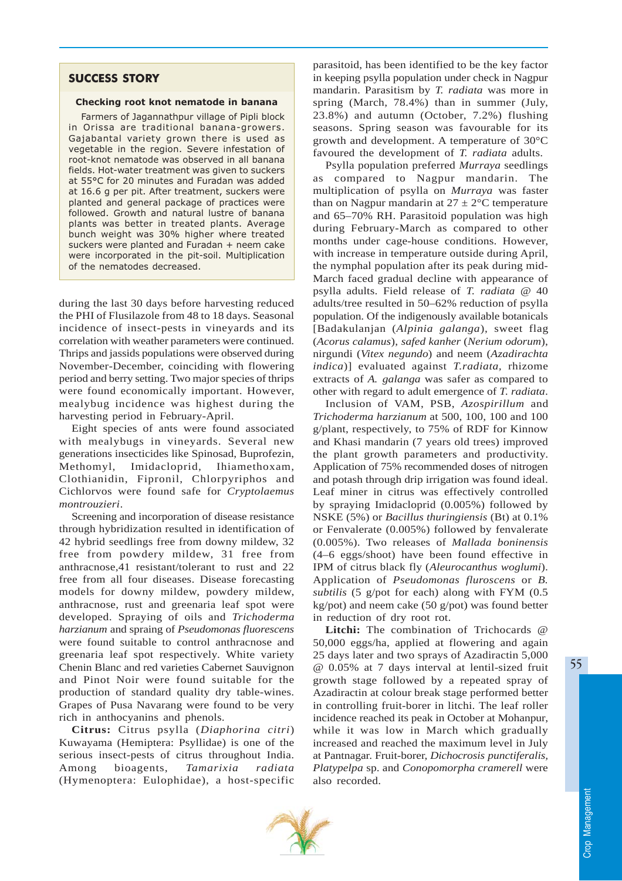## SUCCESS STORY

### Checking root knot nematode in banana

Farmers of Jagannathpur village of Pipli block in Orissa are traditional banana-growers. Gajabantal variety grown there is used as vegetable in the region. Severe infestation of root-knot nematode was observed in all banana fields. Hot-water treatment was given to suckers at 55°C for 20 minutes and Furadan was added at 16.6 g per pit. After treatment, suckers were planted and general package of practices were followed. Growth and natural lustre of banana plants was better in treated plants. Average bunch weight was 30% higher where treated suckers were planted and Furadan + neem cake were incorporated in the pit-soil. Multiplication of the nematodes decreased.

during the last 30 days before harvesting reduced the PHI of Flusilazole from 48 to 18 days. Seasonal incidence of insect-pests in vineyards and its correlation with weather parameters were continued. Thrips and jassids populations were observed during November-December, coinciding with flowering period and berry setting. Two major species of thrips were found economically important. However, mealybug incidence was highest during the harvesting period in February-April.

Eight species of ants were found associated with mealybugs in vineyards. Several new generations insecticides like Spinosad, Buprofezin, Methomyl, Imidacloprid, Ihiamethoxam, Clothianidin, Fipronil, Chlorpyriphos and Cichlorvos were found safe for *Cryptolaemus montrouzieri*.

Screening and incorporation of disease resistance through hybridization resulted in identification of 42 hybrid seedlings free from downy mildew, 32 free from powdery mildew, 31 free from anthracnose,41 resistant/tolerant to rust and 22 free from all four diseases. Disease forecasting models for downy mildew, powdery mildew, anthracnose, rust and greenaria leaf spot were developed. Spraying of oils and *Trichoderma harzianum* and spraing of *Pseudomonas fluorescens* were found suitable to control anthracnose and greenaria leaf spot respectively. White variety Chenin Blanc and red varieties Cabernet Sauvignon and Pinot Noir were found suitable for the production of standard quality dry table-wines. Grapes of Pusa Navarang were found to be very rich in anthocyanins and phenols.

**Citrus:** Citrus psylla (*Diaphorina citri*) Kuwayama (Hemiptera: Psyllidae) is one of the serious insect-pests of citrus throughout India. Among bioagents, *Tamarixia radiata* (Hymenoptera: Eulophidae), a host-specific parasitoid, has been identified to be the key factor in keeping psylla population under check in Nagpur mandarin. Parasitism by *T. radiata* was more in spring (March, 78.4%) than in summer (July, 23.8%) and autumn (October, 7.2%) flushing seasons. Spring season was favourable for its growth and development. A temperature of 30°C favoured the development of *T. radiata* adults.

Psylla population preferred *Murraya* seedlings as compared to Nagpur mandarin. The multiplication of psylla on *Murraya* was faster than on Nagpur mandarin at 27 ± 2°C temperature and 65–70% RH. Parasitoid population was high during February-March as compared to other months under cage-house conditions. However, with increase in temperature outside during April, the nymphal population after its peak during mid-March faced gradual decline with appearance of psylla adults. Field release of *T. radiata* @ 40 adults/tree resulted in 50–62% reduction of psylla population. Of the indigenously available botanicals [Badakulanjan (*Alpinia galanga*), sweet flag (*Acorus calamus*), *safed kanher* (*Nerium odorum*), nirgundi (*Vitex negundo*) and neem (*Azadirachta indica*)] evaluated against *T.radiata,* rhizome extracts of *A. galanga* was safer as compared to other with regard to adult emergence of *T. radiata*.

Inclusion of VAM, PSB, *Azospirillum* and *Trichoderma harzianum* at 500, 100, 100 and 100 g/plant, respectively, to 75% of RDF for Kinnow and Khasi mandarin (7 years old trees) improved the plant growth parameters and productivity. Application of 75% recommended doses of nitrogen and potash through drip irrigation was found ideal. Leaf miner in citrus was effectively controlled by spraying Imidacloprid (0.005%) followed by NSKE (5%) or *Bacillus thuringiensis* (Bt) at 0.1% or Fenvalerate (0.005%) followed by fenvalerate (0.005%). Two releases of *Mallada boninensis* (4–6 eggs/shoot) have been found effective in IPM of citrus black fly (*Aleurocanthus woglumi*). Application of *Pseudomonas fluroscens* or *B. subtilis* (5 g/pot for each) along with FYM (0.5 kg/pot) and neem cake (50 g/pot) was found better in reduction of dry root rot.

**Litchi:** The combination of Trichocards @ 50,000 eggs/ha, applied at flowering and again 25 days later and two sprays of Azadiractin 5,000 @ 0.05% at 7 days interval at lentil-sized fruit growth stage followed by a repeated spray of Azadiractin at colour break stage performed better in controlling fruit-borer in litchi. The leaf roller incidence reached its peak in October at Mohanpur, while it was low in March which gradually increased and reached the maximum level in July at Pantnagar. Fruit-borer, *Dichocrosis punctiferalis, Platypelpa* sp. and *Conopomorpha cramerell* were also recorded.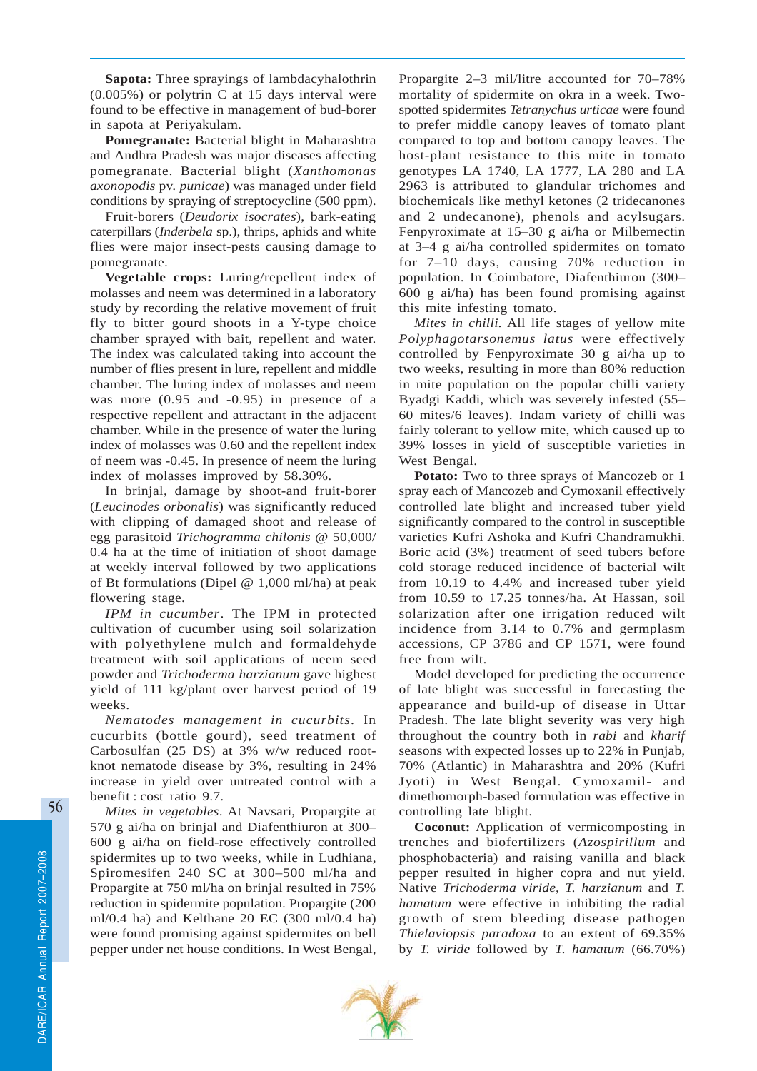**Sapota:** Three sprayings of lambdacyhalothrin (0.005%) or polytrin C at 15 days interval were found to be effective in management of bud-borer in sapota at Periyakulam.

**Pomegranate:** Bacterial blight in Maharashtra and Andhra Pradesh was major diseases affecting pomegranate. Bacterial blight (*Xanthomonas axonopodis* pv. *punicae*) was managed under field conditions by spraying of streptocycline (500 ppm).

Fruit-borers (*Deudorix isocrates*), bark-eating caterpillars (*Inderbela* sp.), thrips, aphids and white flies were major insect-pests causing damage to pomegranate.

**Vegetable crops:** Luring/repellent index of molasses and neem was determined in a laboratory study by recording the relative movement of fruit fly to bitter gourd shoots in a Y-type choice chamber sprayed with bait, repellent and water. The index was calculated taking into account the number of flies present in lure, repellent and middle chamber. The luring index of molasses and neem was more (0.95 and -0.95) in presence of a respective repellent and attractant in the adjacent chamber. While in the presence of water the luring index of molasses was 0.60 and the repellent index of neem was -0.45. In presence of neem the luring index of molasses improved by 58.30%.

In brinjal, damage by shoot-and fruit-borer (*Leucinodes orbonalis*) was significantly reduced with clipping of damaged shoot and release of egg parasitoid *Trichogramma chilonis* @ 50,000/ 0.4 ha at the time of initiation of shoot damage at weekly interval followed by two applications of Bt formulations (Dipel @ 1,000 ml/ha) at peak flowering stage.

*IPM in cucumber*. The IPM in protected cultivation of cucumber using soil solarization with polyethylene mulch and formaldehyde treatment with soil applications of neem seed powder and *Trichoderma harzianum* gave highest yield of 111 kg/plant over harvest period of 19 weeks.

*Nematodes management in cucurbits*. In cucurbits (bottle gourd), seed treatment of Carbosulfan (25 DS) at 3% w/w reduced root-knot nematode disease by 3%, resulting in 24% increase in yield over untreated control with a benefit : cost ratio 9.7.

*Mites in vegetables*. At Navsari, Propargite at 570 g ai/ha on brinjal and Diafenthiuron at 300–600 g ai/ha on field-rose effectively controlled spidermites up to two weeks, while in Ludhiana, Spiromesifen 240 SC at 300–500 ml/ha and Propargite at 750 ml/ha on brinjal resulted in 75% reduction in spidermite population. Propargite (200 ml/0.4 ha) and Kelthane 20 EC (300 ml/0.4 ha) were found promising against spidermites on bell pepper under net house conditions. In West Bengal, Propargite 2–3 mil/litre accounted for 70–78% mortality of spidermite on okra in a week. Two-spotted spidermites *Tetranychus urticae* were found to prefer middle canopy leaves of tomato plant compared to top and bottom canopy leaves. The host-plant resistance to this mite in tomato genotypes LA 1740, LA 1777, LA 280 and LA 2963 is attributed to glandular trichomes and biochemicals like methyl ketones (2 tridecanones and 2 undecanone), phenols and acylsugars. Fenpyroximate at 15–30 g ai/ha or Milbemectin at 3–4 g ai/ha controlled spidermites on tomato for 7–10 days, causing 70% reduction in population. In Coimbatore, Diafenthiuron (300–600 g ai/ha) has been found promising against this mite infesting tomato.

*Mites in chilli*. All life stages of yellow mite *Polyphagotarsonemus latus* were effectively controlled by Fenpyroximate 30 g ai/ha up to two weeks, resulting in more than 80% reduction in mite population on the popular chilli variety Byadgi Kaddi, which was severely infested (55–60 mites/6 leaves). Indam variety of chilli was fairly tolerant to yellow mite, which caused up to 39% losses in yield of susceptible varieties in West Bengal.

**Potato:** Two to three sprays of Mancozeb or 1 spray each of Mancozeb and Cymoxanil effectively controlled late blight and increased tuber yield significantly compared to the control in susceptible varieties Kufri Ashoka and Kufri Chandramukhi. Boric acid (3%) treatment of seed tubers before cold storage reduced incidence of bacterial wilt from 10.19 to 4.4% and increased tuber yield from 10.59 to 17.25 tonnes/ha. At Hassan, soil solarization after one irrigation reduced wilt incidence from 3.14 to 0.7% and germplasm accessions, CP 3786 and CP 1571, were found free from wilt.

Model developed for predicting the occurrence of late blight was successful in forecasting the appearance and build-up of disease in Uttar Pradesh. The late blight severity was very high throughout the country both in *rabi* and *kharif* seasons with expected losses up to 22% in Punjab, 70% (Atlantic) in Maharashtra and 20% (Kufri Jyoti) in West Bengal. Cymoxamil- and dimethomorph-based formulation was effective in controlling late blight.

**Coconut:** Application of vermicomposting in trenches and biofertilizers (*Azospirillum* and phosphobacteria) and raising vanilla and black pepper resulted in higher copra and nut yield. Native *Trichoderma viride*, *T. harzianum* and *T. hamatum* were effective in inhibiting the radial growth of stem bleeding disease pathogen *Thielaviopsis paradoxa* to an extent of 69.35% by *T. viride* followed by *T. hamatum* (66.70%)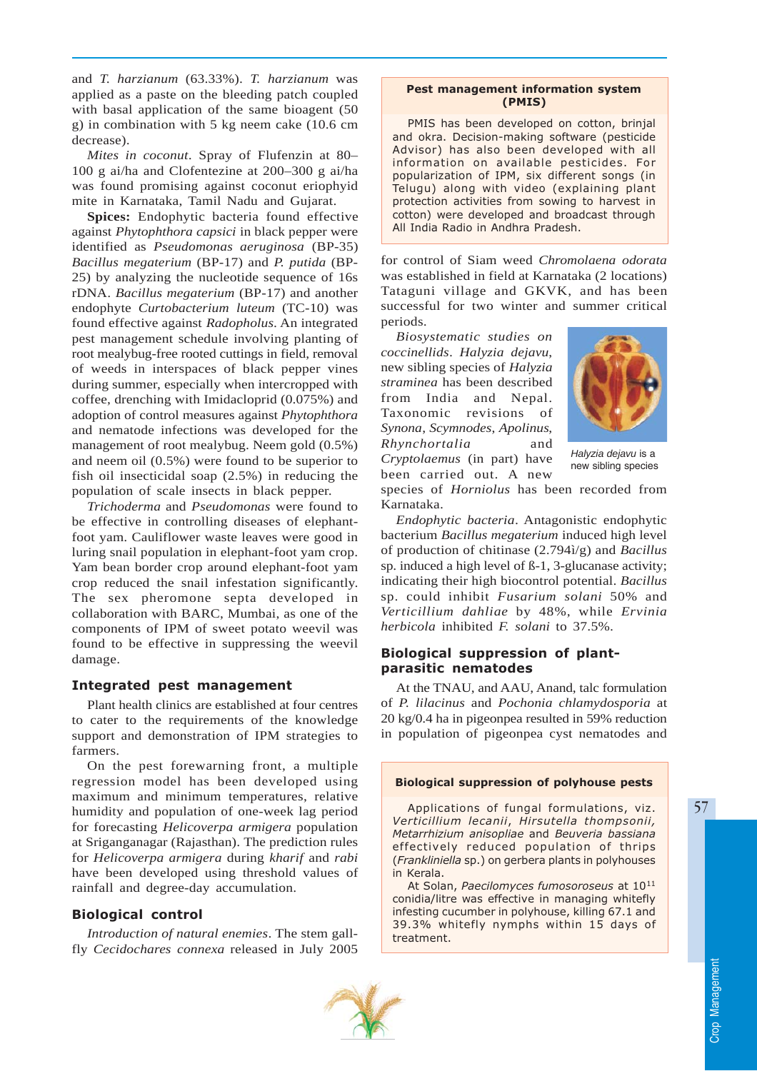and *T. harzianum* (63.33%). *T. harzianum* was applied as a paste on the bleeding patch coupled with basal application of the same bioagent (50 g) in combination with 5 kg neem cake (10.6 cm decrease).

*Mites in coconut*. Spray of Flufenzin at 80–100 g ai/ha and Clofentezine at 200–300 g ai/ha was found promising against coconut eriophyid mite in Karnataka, Tamil Nadu and Gujarat.

**Spices:** Endophytic bacteria found effective against *Phytophthora capsici* in black pepper were identified as *Pseudomonas aeruginosa* (BP-35) *Bacillus megaterium* (BP-17) and *P. putida* (BP-25) by analyzing the nucleotide sequence of 16s rDNA. *Bacillus megaterium* (BP-17) and another endophyte *Curtobacterium luteum* (TC-10) was found effective against *Radopholus*. An integrated pest management schedule involving planting of root mealybug-free rooted cuttings in field, removal of weeds in interspaces of black pepper vines during summer, especially when intercropped with coffee, drenching with Imidacloprid (0.075%) and adoption of control measures against *Phytophthora* and nematode infections was developed for the management of root mealybug. Neem gold (0.5%) and neem oil (0.5%) were found to be superior to fish oil insecticidal soap (2.5%) in reducing the population of scale insects in black pepper.

*Trichoderma* and *Pseudomonas* were found to be effective in controlling diseases of elephant-foot yam. Cauliflower waste leaves were good in luring snail population in elephant-foot yam crop. Yam bean border crop around elephant-foot yam crop reduced the snail infestation significantly. The sex pheromone septa developed in collaboration with BARC, Mumbai, as one of the components of IPM of sweet potato weevil was found to be effective in suppressing the weevil damage.

## Integrated pest management

Plant health clinics are established at four centres to cater to the requirements of the knowledge support and demonstration of IPM strategies to farmers.

On the pest forewarning front, a multiple regression model has been developed using maximum and minimum temperatures, relative humidity and population of one-week lag period for forecasting *Helicoverpa armigera* population at Sriganganagar (Rajasthan). The prediction rules for *Helicoverpa armigera* during *kharif* and *rabi* have been developed using threshold values of rainfall and degree-day accumulation.

## Biological control

*Introduction of natural enemies*. The stem gall-fly *Cecidochares connexa* released in July 2005 for control of Siam weed *Chromolaena odorata* was established in field at Karnataka (2 locations) Tataguni village and GKVK, and has been successful for two winter and summer critical periods.

> **Pest management information system (PMIS)**
>
> PMIS has been developed on cotton, brinjal and okra. Decision-making software (pesticide Advisor) has also been developed with all information on available pesticides. For popularization of IPM, six different songs (in Telugu) along with video (explaining plant protection activities from sowing to harvest in cotton) were developed and broadcast through All India Radio in Andhra Pradesh.

*Biosystematic studies on coccinellids*. *Halyzia dejavu*, new sibling species of *Halyzia straminea* has been described from India and Nepal. Taxonomic revisions of *Synona*, *Scymnodes*, *Apolinus*, *Rhynchortalia* and *Cryptolaemus* (in part) have been carried out. A new species of *Horniolus* has been recorded from Karnataka.

*Halyzia dejavu* is a new sibling species

*Endophytic bacteria*. Antagonistic endophytic bacterium *Bacillus megaterium* induced high level of production of chitinase (2.794ì/g) and *Bacillus* sp. induced a high level of ß-1, 3-glucanase activity; indicating their high biocontrol potential. *Bacillus* sp. could inhibit *Fusarium solani* 50% and *Verticillium dahliae* by 48%, while *Ervinia herbicola* inhibited *F. solani* to 37.5%.

## Biological suppression of plant-parasitic nematodes

At the TNAU, and AAU, Anand, talc formulation of *P. lilacinus* and *Pochonia chlamydosporia* at 20 kg/0.4 ha in pigeonpea resulted in 59% reduction in population of pigeonpea cyst nematodes and

> **Biological suppression of polyhouse pests**
>
> Applications of fungal formulations, viz. *Verticillium lecanii*, *Hirsutella thompsonii, Metarrhizium anisopliae* and *Beuveria bassiana* effectively reduced population of thrips (*Frankliniella* sp.) on gerbera plants in polyhouses in Kerala.
>
> At Solan, *Paecilomyces fumosoroseus* at $10^{11}$ conidia/litre was effective in managing whitefly infesting cucumber in polyhouse, killing 67.1 and 39.3% whitefly nymphs within 15 days of treatment.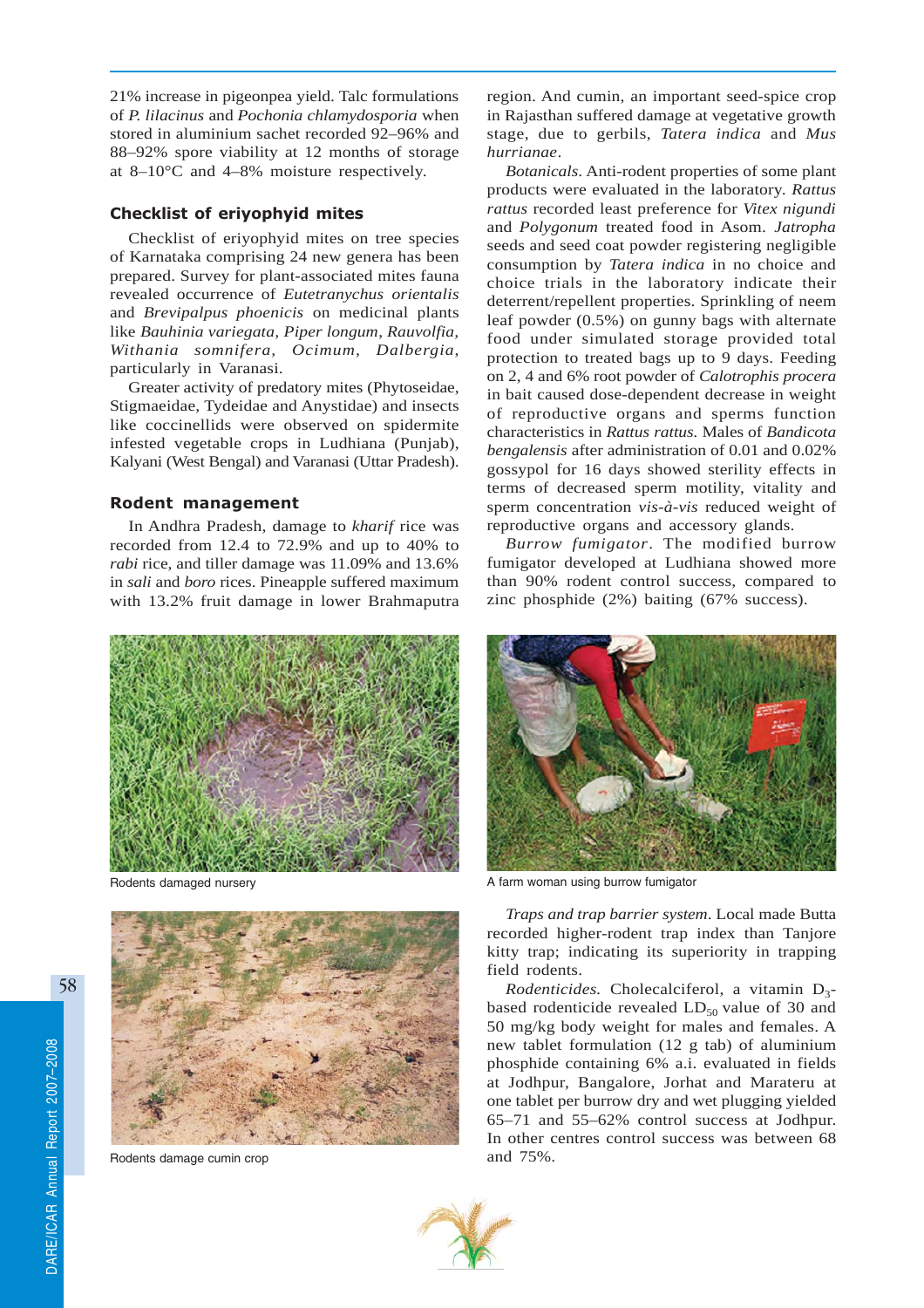21% increase in pigeonpea yield. Talc formulations of *P. lilacinus* and *Pochonia chlamydosporia* when stored in aluminium sachet recorded 92–96% and 88–92% spore viability at 12 months of storage at 8–10°C and 4–8% moisture respectively.

## Checklist of eriyophyid mites

Checklist of eriyophyid mites on tree species of Karnataka comprising 24 new genera has been prepared. Survey for plant-associated mites fauna revealed occurrence of *Eutetranychus orientalis* and *Brevipalpus phoenicis* on medicinal plants like *Bauhinia variegata*, *Piper longum*, *Rauvolfia*, *Withania somnifera*, *Ocimum*, *Dalbergia*, particularly in Varanasi.

Greater activity of predatory mites (Phytoseidae, Stigmaeidae, Tydeidae and Anystidae) and insects like coccinellids were observed on spidermite infested vegetable crops in Ludhiana (Punjab), Kalyani (West Bengal) and Varanasi (Uttar Pradesh).

## Rodent management

In Andhra Pradesh, damage to *kharif* rice was recorded from 12.4 to 72.9% and up to 40% to *rabi* rice, and tiller damage was 11.09% and 13.6% in *sali* and *boro* rices. Pineapple suffered maximum with 13.2% fruit damage in lower Brahmaputra region. And cumin, an important seed-spice crop in Rajasthan suffered damage at vegetative growth stage, due to gerbils, *Tatera indica* and *Mus hurrianae*.

*Botanicals*. Anti-rodent properties of some plant products were evaluated in the laboratory. *Rattus rattus* recorded least preference for *Vitex nigundi* and *Polygonum* treated food in Asom. *Jatropha* seeds and seed coat powder registering negligible consumption by *Tatera indica* in no choice and choice trials in the laboratory indicate their deterrent/repellent properties. Sprinkling of neem leaf powder (0.5%) on gunny bags with alternate food under simulated storage provided total protection to treated bags up to 9 days. Feeding on 2, 4 and 6% root powder of *Calotrophis procera* in bait caused dose-dependent decrease in weight of reproductive organs and sperms function characteristics in *Rattus rattus.* Males of *Bandicota bengalensis* after administration of 0.01 and 0.02% gossypol for 16 days showed sterility effects in terms of decreased sperm motility, vitality and sperm concentration *vis-à-vis* reduced weight of reproductive organs and accessory glands.

*Burrow fumigator*. The modified burrow fumigator developed at Ludhiana showed more than 90% rodent control success, compared to zinc phosphide (2%) baiting (67% success).

Rodents damaged nursery

Rodents damage cumin crop

A farm woman using burrow fumigator

*Traps and trap barrier system*. Local made Butta recorded higher-rodent trap index than Tanjore kitty trap; indicating its superiority in trapping field rodents.

*Rodenticides.* Cholecalciferol, a vitamin $D_3$-based rodenticide revealed $LD_{50}$ value of 30 and 50 mg/kg body weight for males and females. A new tablet formulation (12 g tab) of aluminium phosphide containing 6% a.i. evaluated in fields at Jodhpur, Bangalore, Jorhat and Marateru at one tablet per burrow dry and wet plugging yielded 65–71 and 55–62% control success at Jodhpur. In other centres control success was between 68 and 75%.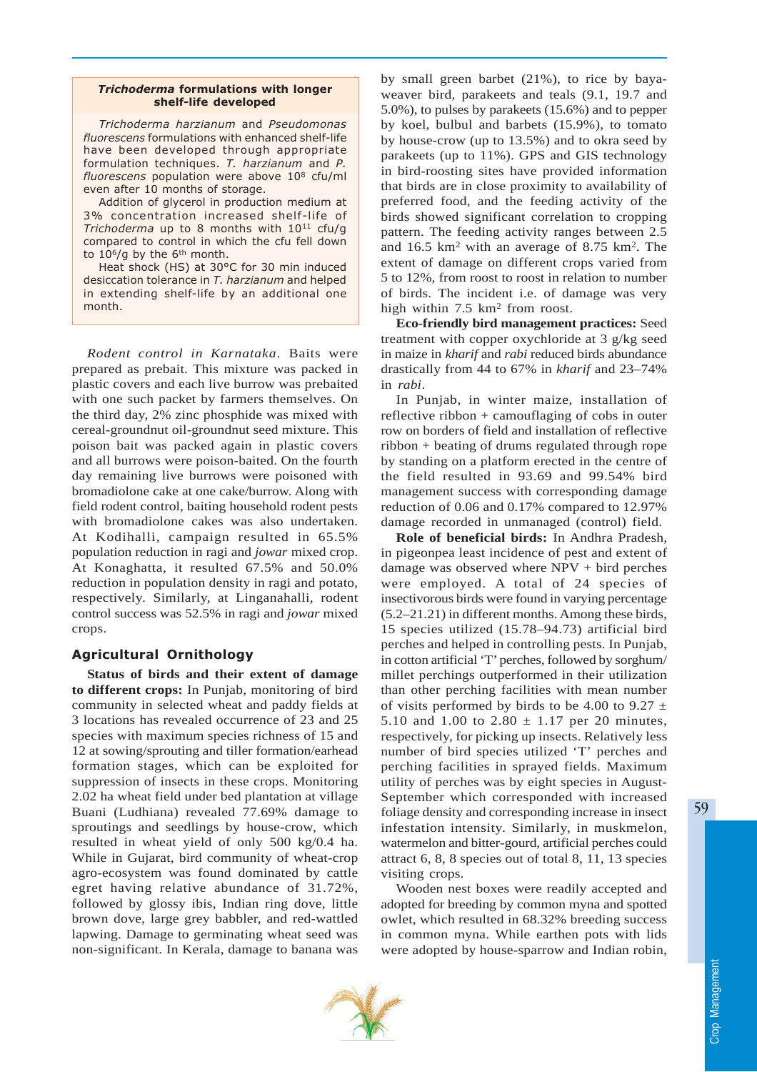> **_Trichoderma_ formulations with longer shelf-life developed**
>
> *Trichoderma harzianum* and *Pseudomonas fluorescens* formulations with enhanced shelf-life have been developed through appropriate formulation techniques. *T. harzianum* and *P. fluorescens* population were above $10^8$ cfu/ml even after 10 months of storage.
>
> Addition of glycerol in production medium at 3% concentration increased shelf-life of *Trichoderma* up to 8 months with $10^{11}$ cfu/g compared to control in which the cfu fell down to $10^6$/g by the 6th month.
>
> Heat shock (HS) at 30°C for 30 min induced desiccation tolerance in *T. harzianum* and helped in extending shelf-life by an additional one month.

*Rodent control in Karnataka*. Baits were prepared as prebait. This mixture was packed in plastic covers and each live burrow was prebaited with one such packet by farmers themselves. On the third day, 2% zinc phosphide was mixed with cereal-groundnut oil-groundnut seed mixture. This poison bait was packed again in plastic covers and all burrows were poison-baited. On the fourth day remaining live burrows were poisoned with bromadiolone cake at one cake/burrow. Along with field rodent control, baiting household rodent pests with bromadiolone cakes was also undertaken. At Kodihalli, campaign resulted in 65.5% population reduction in ragi and *jowar* mixed crop. At Konaghatta, it resulted 67.5% and 50.0% reduction in population density in ragi and potato, respectively. Similarly, at Linganahalli, rodent control success was 52.5% in ragi and *jowar* mixed crops.

### Agricultural Ornithology

**Status of birds and their extent of damage to different crops:** In Punjab, monitoring of bird community in selected wheat and paddy fields at 3 locations has revealed occurrence of 23 and 25 species with maximum species richness of 15 and 12 at sowing/sprouting and tiller formation/earhead formation stages, which can be exploited for suppression of insects in these crops. Monitoring 2.02 ha wheat field under bed plantation at village Buani (Ludhiana) revealed 77.69% damage to sproutings and seedlings by house-crow, which resulted in wheat yield of only 500 kg/0.4 ha. While in Gujarat, bird community of wheat-crop agro-ecosystem was found dominated by cattle egret having relative abundance of 31.72%, followed by glossy ibis, Indian ring dove, little brown dove, large grey babbler, and red-wattled lapwing. Damage to germinating wheat seed was non-significant. In Kerala, damage to banana was by small green barbet (21%), to rice by baya-weaver bird, parakeets and teals (9.1, 19.7 and 5.0%), to pulses by parakeets (15.6%) and to pepper by koel, bulbul and barbets (15.9%), to tomato by house-crow (up to 13.5%) and to okra seed by parakeets (up to 11%). GPS and GIS technology in bird-roosting sites have provided information that birds are in close proximity to availability of preferred food, and the feeding activity of the birds showed significant correlation to cropping pattern. The feeding activity ranges between 2.5 and 16.5 km$^2$ with an average of 8.75 km$^2$. The extent of damage on different crops varied from 5 to 12%, from roost to roost in relation to number of birds. The incident i.e. of damage was very high within 7.5 km$^2$ from roost.

**Eco-friendly bird management practices:** Seed treatment with copper oxychloride at 3 g/kg seed in maize in *kharif* and *rabi* reduced birds abundance drastically from 44 to 67% in *kharif* and 23–74% in *rabi*.

In Punjab, in winter maize, installation of reflective ribbon + camouflaging of cobs in outer row on borders of field and installation of reflective ribbon + beating of drums regulated through rope by standing on a platform erected in the centre of the field resulted in 93.69 and 99.54% bird management success with corresponding damage reduction of 0.06 and 0.17% compared to 12.97% damage recorded in unmanaged (control) field.

**Role of beneficial birds:** In Andhra Pradesh, in pigeonpea least incidence of pest and extent of damage was observed where NPV + bird perches were employed. A total of 24 species of insectivorous birds were found in varying percentage (5.2–21.21) in different months. Among these birds, 15 species utilized (15.78–94.73) artificial bird perches and helped in controlling pests. In Punjab, in cotton artificial 'T' perches, followed by sorghum/millet perchings outperformed in their utilization than other perching facilities with mean number of visits performed by birds to be 4.00 to 9.27 ± 5.10 and 1.00 to 2.80 ± 1.17 per 20 minutes, respectively, for picking up insects. Relatively less number of bird species utilized 'T' perches and perching facilities in sprayed fields. Maximum utility of perches was by eight species in August-September which corresponded with increased foliage density and corresponding increase in insect infestation intensity. Similarly, in muskmelon, watermelon and bitter-gourd, artificial perches could attract 6, 8, 8 species out of total 8, 11, 13 species visiting crops.

Wooden nest boxes were readily accepted and adopted for breeding by common myna and spotted owlet, which resulted in 68.32% breeding success in common myna. While earthen pots with lids were adopted by house-sparrow and Indian robin,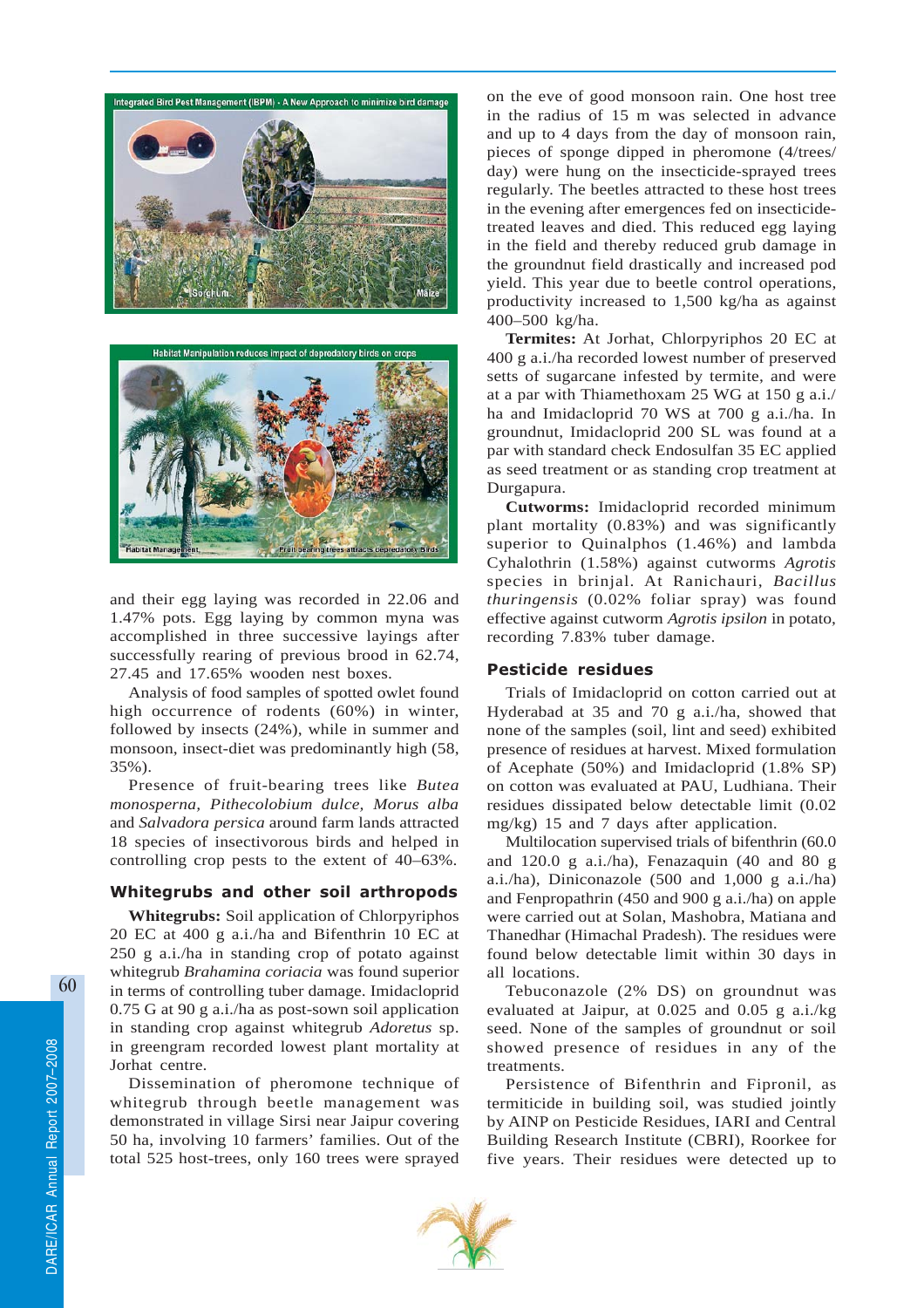and their egg laying was recorded in 22.06 and 1.47% pots. Egg laying by common myna was accomplished in three successive layings after successfully rearing of previous brood in 62.74, 27.45 and 17.65% wooden nest boxes.

Analysis of food samples of spotted owlet found high occurrence of rodents (60%) in winter, followed by insects (24%), while in summer and monsoon, insect-diet was predominantly high (58, 35%).

Presence of fruit-bearing trees like *Butea monosperna, Pithecolobium dulce, Morus alba* and *Salvadora persica* around farm lands attracted 18 species of insectivorous birds and helped in controlling crop pests to the extent of 40–63%.

## Whitegrubs and other soil arthropods

**Whitegrubs:** Soil application of Chlorpyriphos 20 EC at 400 g a.i./ha and Bifenthrin 10 EC at 250 g a.i./ha in standing crop of potato against whitegrub *Brahamina coriacia* was found superior in terms of controlling tuber damage. Imidacloprid 0.75 G at 90 g a.i./ha as post-sown soil application in standing crop against whitegrub *Adoretus* sp. in greengram recorded lowest plant mortality at Jorhat centre.

Dissemination of pheromone technique of whitegrub through beetle management was demonstrated in village Sirsi near Jaipur covering 50 ha, involving 10 farmers' families. Out of the total 525 host-trees, only 160 trees were sprayed on the eve of good monsoon rain. One host tree in the radius of 15 m was selected in advance and up to 4 days from the day of monsoon rain, pieces of sponge dipped in pheromone (4/trees/day) were hung on the insecticide-sprayed trees regularly. The beetles attracted to these host trees in the evening after emergences fed on insecticide-treated leaves and died. This reduced egg laying in the field and thereby reduced grub damage in the groundnut field drastically and increased pod yield. This year due to beetle control operations, productivity increased to 1,500 kg/ha as against 400–500 kg/ha.

**Termites:** At Jorhat, Chlorpyriphos 20 EC at 400 g a.i./ha recorded lowest number of preserved setts of sugarcane infested by termite, and were at a par with Thiamethoxam 25 WG at 150 g a.i./ha and Imidacloprid 70 WS at 700 g a.i./ha. In groundnut, Imidacloprid 200 SL was found at a par with standard check Endosulfan 35 EC applied as seed treatment or as standing crop treatment at Durgapura.

**Cutworms:** Imidacloprid recorded minimum plant mortality (0.83%) and was significantly superior to Quinalphos (1.46%) and lambda Cyhalothrin (1.58%) against cutworms *Agrotis* species in brinjal. At Ranichauri, *Bacillus thuringensis* (0.02% foliar spray) was found effective against cutworm *Agrotis ipsilon* in potato, recording 7.83% tuber damage.

## Pesticide residues

Trials of Imidacloprid on cotton carried out at Hyderabad at 35 and 70 g a.i./ha, showed that none of the samples (soil, lint and seed) exhibited presence of residues at harvest. Mixed formulation of Acephate (50%) and Imidacloprid (1.8% SP) on cotton was evaluated at PAU, Ludhiana. Their residues dissipated below detectable limit (0.02 mg/kg) 15 and 7 days after application.

Multilocation supervised trials of bifenthrin (60.0 and 120.0 g a.i./ha), Fenazaquin (40 and 80 g a.i./ha), Diniconazole (500 and 1,000 g a.i./ha) and Fenpropathrin (450 and 900 g a.i./ha) on apple were carried out at Solan, Mashobra, Matiana and Thanedhar (Himachal Pradesh). The residues were found below detectable limit within 30 days in all locations.

Tebuconazole (2% DS) on groundnut was evaluated at Jaipur, at 0.025 and 0.05 g a.i./kg seed. None of the samples of groundnut or soil showed presence of residues in any of the treatments.

Persistence of Bifenthrin and Fipronil, as termiticide in building soil, was studied jointly by AINP on Pesticide Residues, IARI and Central Building Research Institute (CBRI), Roorkee for five years. Their residues were detected up to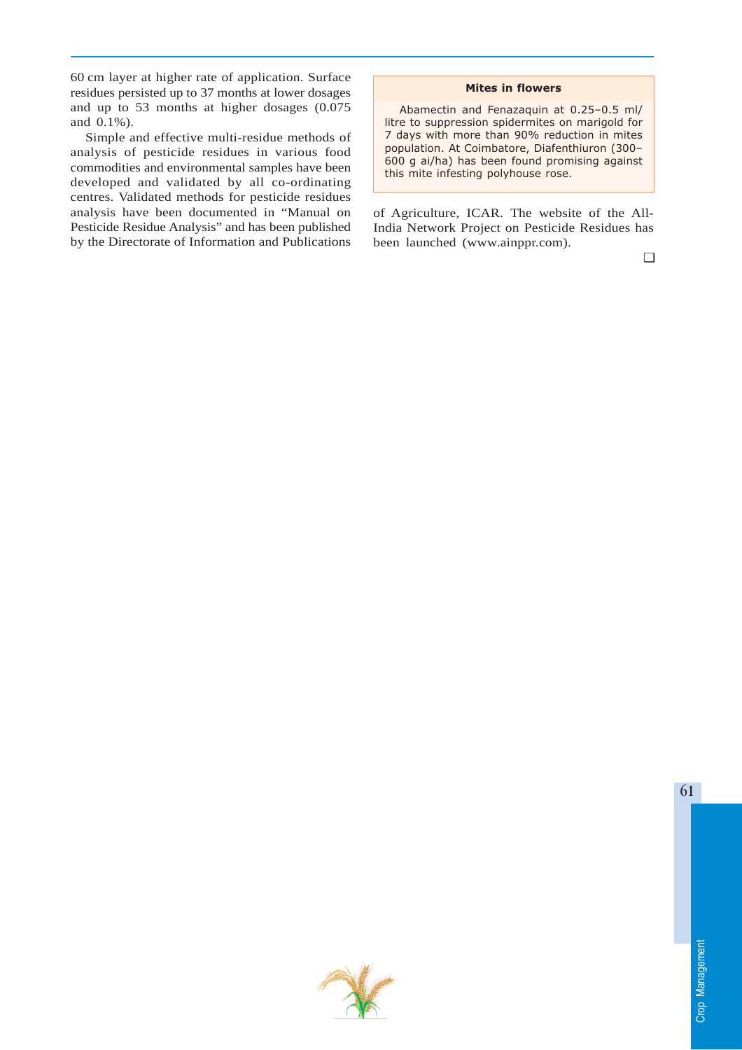60 cm layer at higher rate of application. Surface residues persisted up to 37 months at lower dosages and up to 53 months at higher dosages (0.075 and 0.1%).

Simple and effective multi-residue methods of analysis of pesticide residues in various food commodities and environmental samples have been developed and validated by all co-ordinating centres. Validated methods for pesticide residues analysis have been documented in "Manual on Pesticide Residue Analysis" and has been published by the Directorate of Information and Publications of Agriculture, ICAR. The website of the All-India Network Project on Pesticide Residues has been launched (www.ainppr.com).

❑

**Mites in flowers**

Abamectin and Fenazaquin at 0.25–0.5 ml/litre to suppression spidermites on marigold for 7 days with more than 90% reduction in mites population. At Coimbatore, Diafenthiuron (300–600 g ai/ha) has been found promising against this mite infesting polyhouse rose.